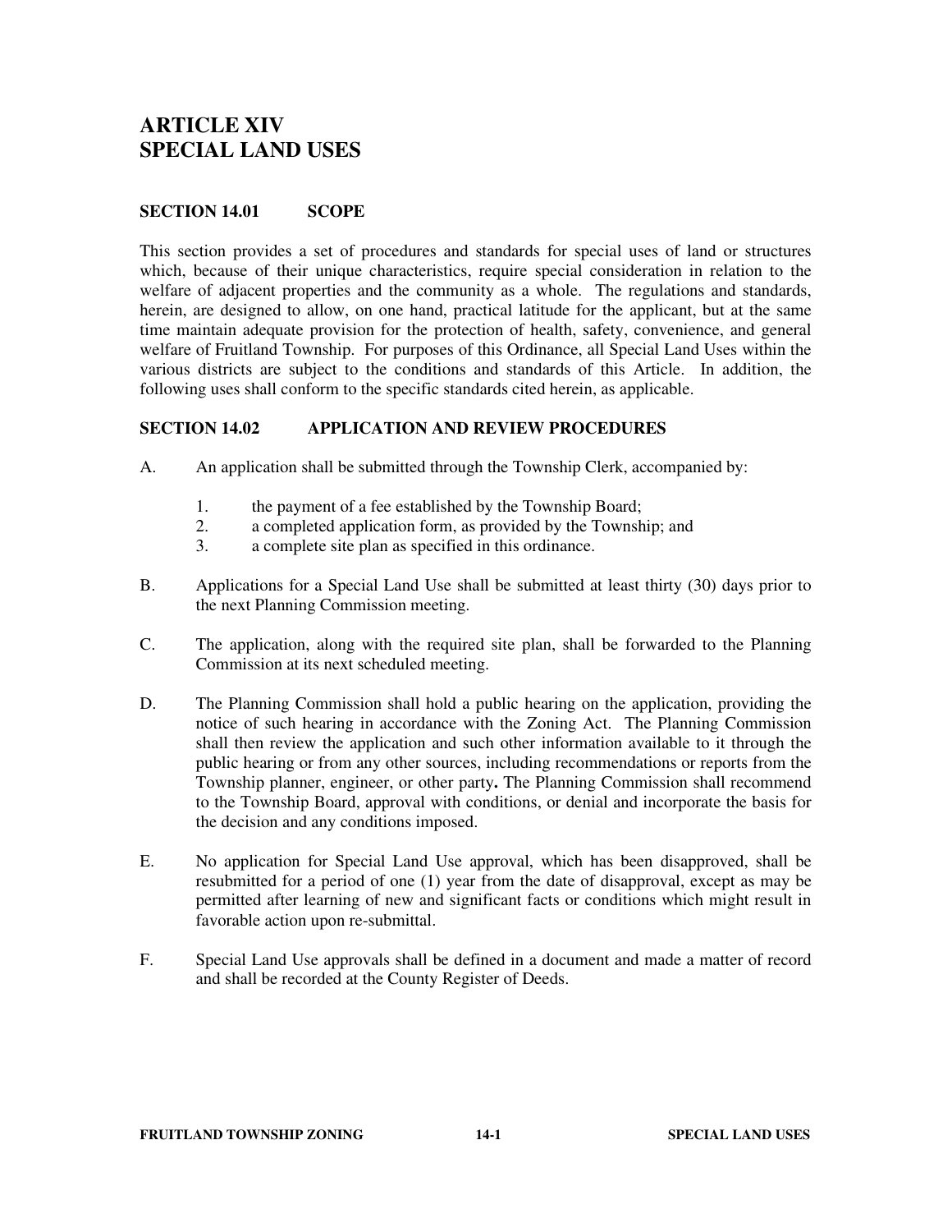# ARTICLE XIV
# SPECIAL LAND USES

## SECTION 14.01 SCOPE

This section provides a set of procedures and standards for special uses of land or structures which, because of their unique characteristics, require special consideration in relation to the welfare of adjacent properties and the community as a whole. The regulations and standards, herein, are designed to allow, on one hand, practical latitude for the applicant, but at the same time maintain adequate provision for the protection of health, safety, convenience, and general welfare of Fruitland Township. For purposes of this Ordinance, all Special Land Uses within the various districts are subject to the conditions and standards of this Article. In addition, the following uses shall conform to the specific standards cited herein, as applicable.

## SECTION 14.02 APPLICATION AND REVIEW PROCEDURES

A. An application shall be submitted through the Township Clerk, accompanied by:

   1. the payment of a fee established by the Township Board;
   2. a completed application form, as provided by the Township; and
   3. a complete site plan as specified in this ordinance.

B. Applications for a Special Land Use shall be submitted at least thirty (30) days prior to the next Planning Commission meeting.

C. The application, along with the required site plan, shall be forwarded to the Planning Commission at its next scheduled meeting.

D. The Planning Commission shall hold a public hearing on the application, providing the notice of such hearing in accordance with the Zoning Act. The Planning Commission shall then review the application and such other information available to it through the public hearing or from any other sources, including recommendations or reports from the Township planner, engineer, or other party**.** The Planning Commission shall recommend to the Township Board, approval with conditions, or denial and incorporate the basis for the decision and any conditions imposed.

E. No application for Special Land Use approval, which has been disapproved, shall be resubmitted for a period of one (1) year from the date of disapproval, except as may be permitted after learning of new and significant facts or conditions which might result in favorable action upon re-submittal.

F. Special Land Use approvals shall be defined in a document and made a matter of record and shall be recorded at the County Register of Deeds.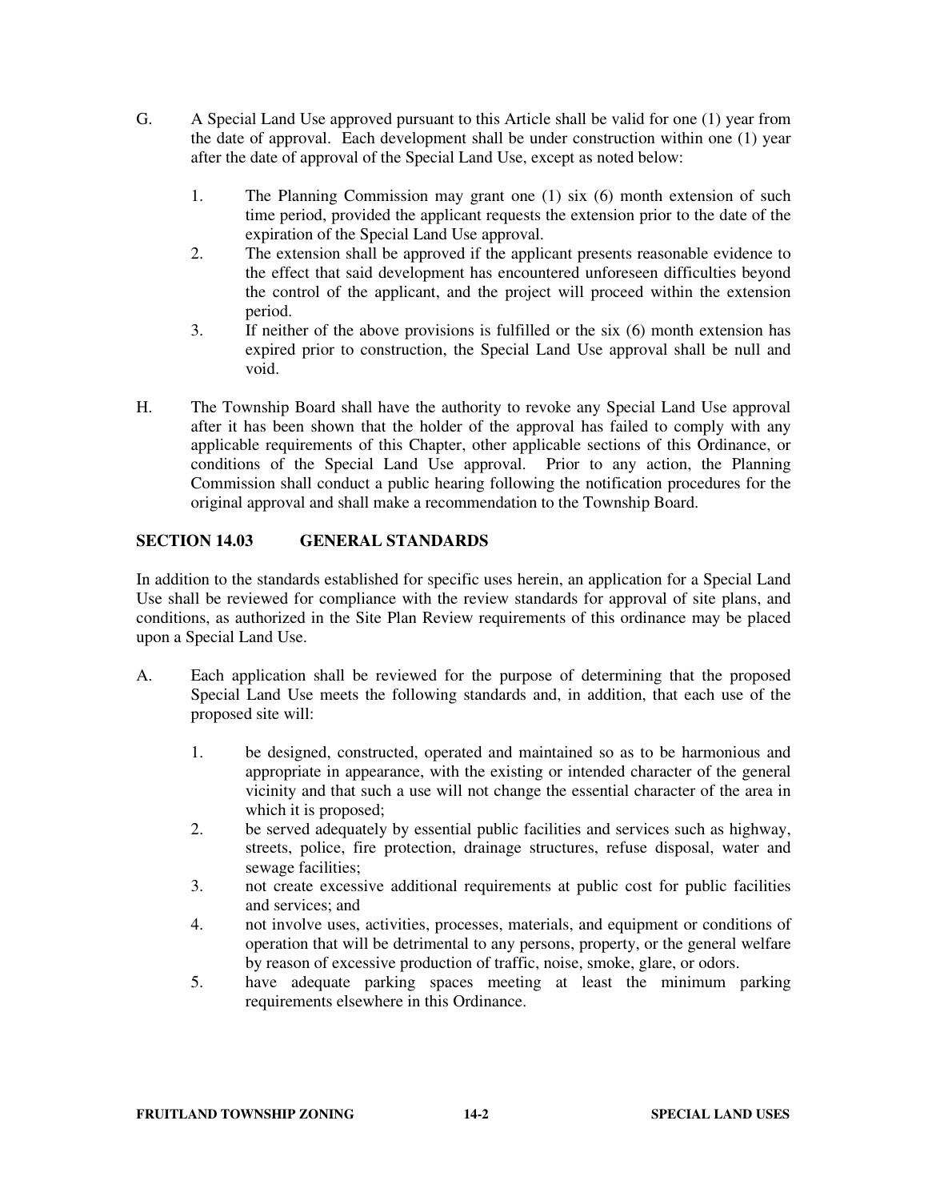G. A Special Land Use approved pursuant to this Article shall be valid for one (1) year from the date of approval. Each development shall be under construction within one (1) year after the date of approval of the Special Land Use, except as noted below:

   1. The Planning Commission may grant one (1) six (6) month extension of such time period, provided the applicant requests the extension prior to the date of the expiration of the Special Land Use approval.
   2. The extension shall be approved if the applicant presents reasonable evidence to the effect that said development has encountered unforeseen difficulties beyond the control of the applicant, and the project will proceed within the extension period.
   3. If neither of the above provisions is fulfilled or the six (6) month extension has expired prior to construction, the Special Land Use approval shall be null and void.

H. The Township Board shall have the authority to revoke any Special Land Use approval after it has been shown that the holder of the approval has failed to comply with any applicable requirements of this Chapter, other applicable sections of this Ordinance, or conditions of the Special Land Use approval. Prior to any action, the Planning Commission shall conduct a public hearing following the notification procedures for the original approval and shall make a recommendation to the Township Board.

## SECTION 14.03 GENERAL STANDARDS

In addition to the standards established for specific uses herein, an application for a Special Land Use shall be reviewed for compliance with the review standards for approval of site plans, and conditions, as authorized in the Site Plan Review requirements of this ordinance may be placed upon a Special Land Use.

A. Each application shall be reviewed for the purpose of determining that the proposed Special Land Use meets the following standards and, in addition, that each use of the proposed site will:

   1. be designed, constructed, operated and maintained so as to be harmonious and appropriate in appearance, with the existing or intended character of the general vicinity and that such a use will not change the essential character of the area in which it is proposed;
   2. be served adequately by essential public facilities and services such as highway, streets, police, fire protection, drainage structures, refuse disposal, water and sewage facilities;
   3. not create excessive additional requirements at public cost for public facilities and services; and
   4. not involve uses, activities, processes, materials, and equipment or conditions of operation that will be detrimental to any persons, property, or the general welfare by reason of excessive production of traffic, noise, smoke, glare, or odors.
   5. have adequate parking spaces meeting at least the minimum parking requirements elsewhere in this Ordinance.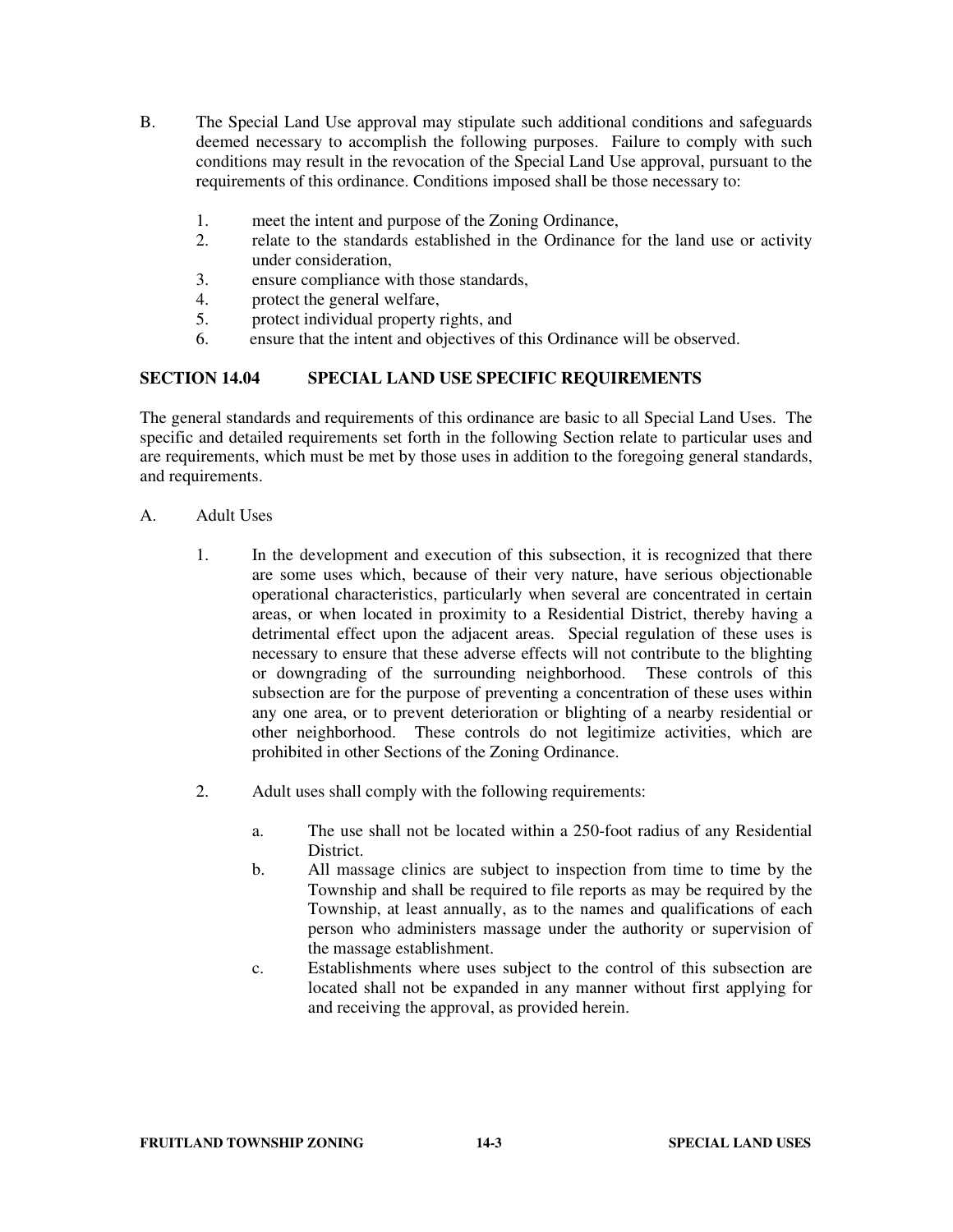B. The Special Land Use approval may stipulate such additional conditions and safeguards deemed necessary to accomplish the following purposes. Failure to comply with such conditions may result in the revocation of the Special Land Use approval, pursuant to the requirements of this ordinance. Conditions imposed shall be those necessary to:

1. meet the intent and purpose of the Zoning Ordinance,
2. relate to the standards established in the Ordinance for the land use or activity under consideration,
3. ensure compliance with those standards,
4. protect the general welfare,
5. protect individual property rights, and
6. ensure that the intent and objectives of this Ordinance will be observed.

## SECTION 14.04 SPECIAL LAND USE SPECIFIC REQUIREMENTS

The general standards and requirements of this ordinance are basic to all Special Land Uses. The specific and detailed requirements set forth in the following Section relate to particular uses and are requirements, which must be met by those uses in addition to the foregoing general standards, and requirements.

A. Adult Uses

1. In the development and execution of this subsection, it is recognized that there are some uses which, because of their very nature, have serious objectionable operational characteristics, particularly when several are concentrated in certain areas, or when located in proximity to a Residential District, thereby having a detrimental effect upon the adjacent areas. Special regulation of these uses is necessary to ensure that these adverse effects will not contribute to the blighting or downgrading of the surrounding neighborhood. These controls of this subsection are for the purpose of preventing a concentration of these uses within any one area, or to prevent deterioration or blighting of a nearby residential or other neighborhood. These controls do not legitimize activities, which are prohibited in other Sections of the Zoning Ordinance.

2. Adult uses shall comply with the following requirements:

   a. The use shall not be located within a 250-foot radius of any Residential District.
   b. All massage clinics are subject to inspection from time to time by the Township and shall be required to file reports as may be required by the Township, at least annually, as to the names and qualifications of each person who administers massage under the authority or supervision of the massage establishment.
   c. Establishments where uses subject to the control of this subsection are located shall not be expanded in any manner without first applying for and receiving the approval, as provided herein.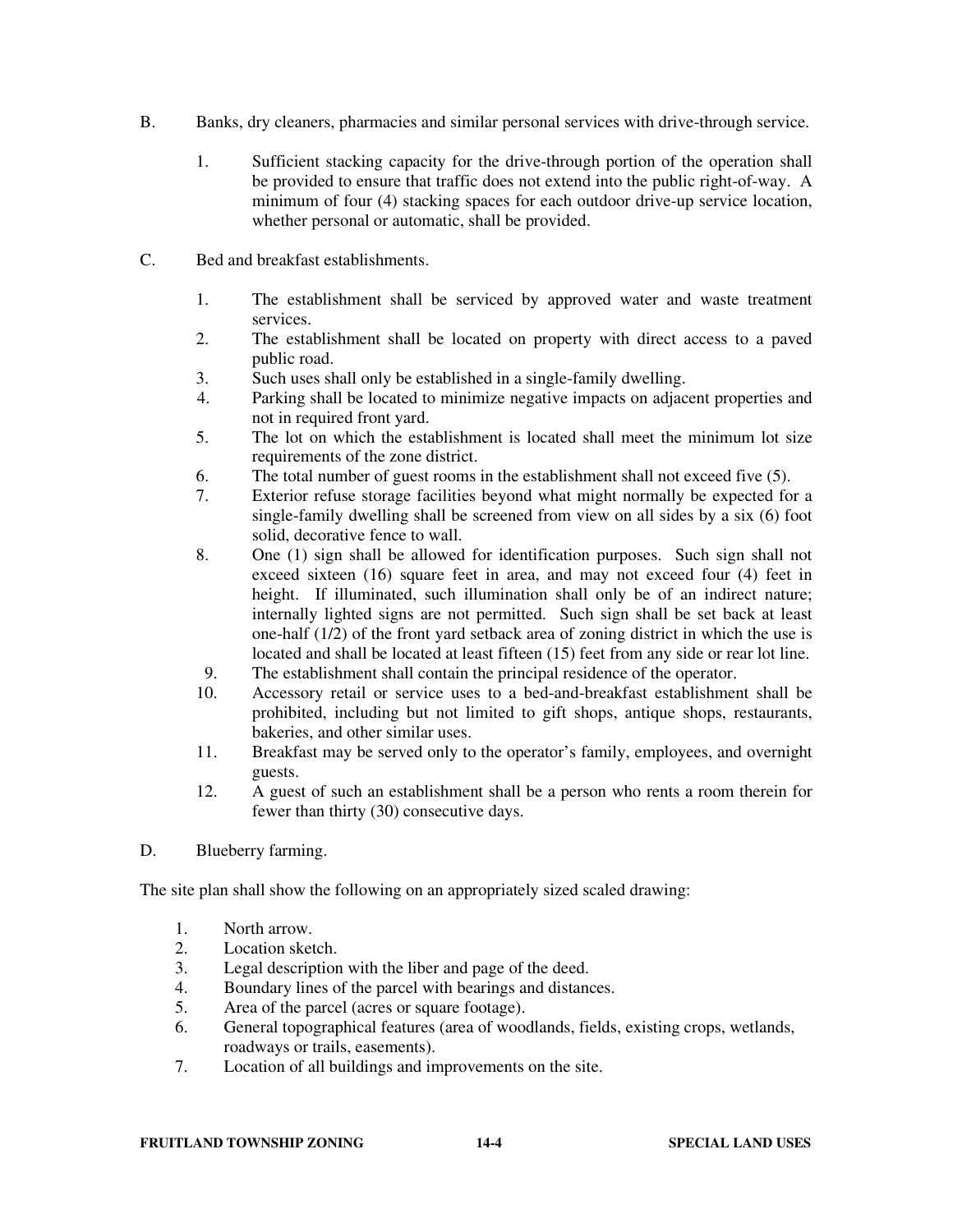B. Banks, dry cleaners, pharmacies and similar personal services with drive-through service.

   1. Sufficient stacking capacity for the drive-through portion of the operation shall be provided to ensure that traffic does not extend into the public right-of-way. A minimum of four (4) stacking spaces for each outdoor drive-up service location, whether personal or automatic, shall be provided.

C. Bed and breakfast establishments.

   1. The establishment shall be serviced by approved water and waste treatment services.
   2. The establishment shall be located on property with direct access to a paved public road.
   3. Such uses shall only be established in a single-family dwelling.
   4. Parking shall be located to minimize negative impacts on adjacent properties and not in required front yard.
   5. The lot on which the establishment is located shall meet the minimum lot size requirements of the zone district.
   6. The total number of guest rooms in the establishment shall not exceed five (5).
   7. Exterior refuse storage facilities beyond what might normally be expected for a single-family dwelling shall be screened from view on all sides by a six (6) foot solid, decorative fence to wall.
   8. One (1) sign shall be allowed for identification purposes. Such sign shall not exceed sixteen (16) square feet in area, and may not exceed four (4) feet in height. If illuminated, such illumination shall only be of an indirect nature; internally lighted signs are not permitted. Such sign shall be set back at least one-half (1/2) of the front yard setback area of zoning district in which the use is located and shall be located at least fifteen (15) feet from any side or rear lot line.
   9. The establishment shall contain the principal residence of the operator.
   10. Accessory retail or service uses to a bed-and-breakfast establishment shall be prohibited, including but not limited to gift shops, antique shops, restaurants, bakeries, and other similar uses.
   11. Breakfast may be served only to the operator's family, employees, and overnight guests.
   12. A guest of such an establishment shall be a person who rents a room therein for fewer than thirty (30) consecutive days.

D. Blueberry farming.

The site plan shall show the following on an appropriately sized scaled drawing:

1. North arrow.
2. Location sketch.
3. Legal description with the liber and page of the deed.
4. Boundary lines of the parcel with bearings and distances.
5. Area of the parcel (acres or square footage).
6. General topographical features (area of woodlands, fields, existing crops, wetlands, roadways or trails, easements).
7. Location of all buildings and improvements on the site.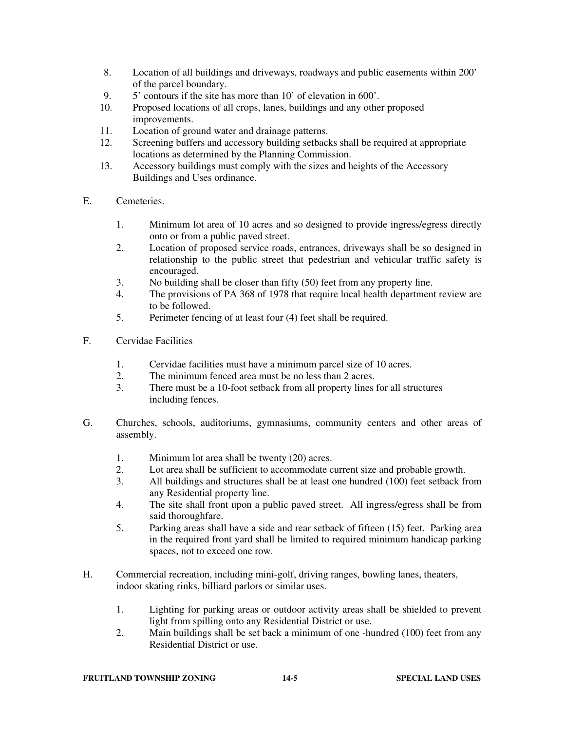8. Location of all buildings and driveways, roadways and public easements within 200' of the parcel boundary.
9. 5' contours if the site has more than 10' of elevation in 600'.
10. Proposed locations of all crops, lanes, buildings and any other proposed improvements.
11. Location of ground water and drainage patterns.
12. Screening buffers and accessory building setbacks shall be required at appropriate locations as determined by the Planning Commission.
13. Accessory buildings must comply with the sizes and heights of the Accessory Buildings and Uses ordinance.

E. Cemeteries.

1. Minimum lot area of 10 acres and so designed to provide ingress/egress directly onto or from a public paved street.
2. Location of proposed service roads, entrances, driveways shall be so designed in relationship to the public street that pedestrian and vehicular traffic safety is encouraged.
3. No building shall be closer than fifty (50) feet from any property line.
4. The provisions of PA 368 of 1978 that require local health department review are to be followed.
5. Perimeter fencing of at least four (4) feet shall be required.

F. Cervidae Facilities

1. Cervidae facilities must have a minimum parcel size of 10 acres.
2. The minimum fenced area must be no less than 2 acres.
3. There must be a 10-foot setback from all property lines for all structures including fences.

G. Churches, schools, auditoriums, gymnasiums, community centers and other areas of assembly.

1. Minimum lot area shall be twenty (20) acres.
2. Lot area shall be sufficient to accommodate current size and probable growth.
3. All buildings and structures shall be at least one hundred (100) feet setback from any Residential property line.
4. The site shall front upon a public paved street. All ingress/egress shall be from said thoroughfare.
5. Parking areas shall have a side and rear setback of fifteen (15) feet. Parking area in the required front yard shall be limited to required minimum handicap parking spaces, not to exceed one row.

H. Commercial recreation, including mini-golf, driving ranges, bowling lanes, theaters, indoor skating rinks, billiard parlors or similar uses.

1. Lighting for parking areas or outdoor activity areas shall be shielded to prevent light from spilling onto any Residential District or use.
2. Main buildings shall be set back a minimum of one -hundred (100) feet from any Residential District or use.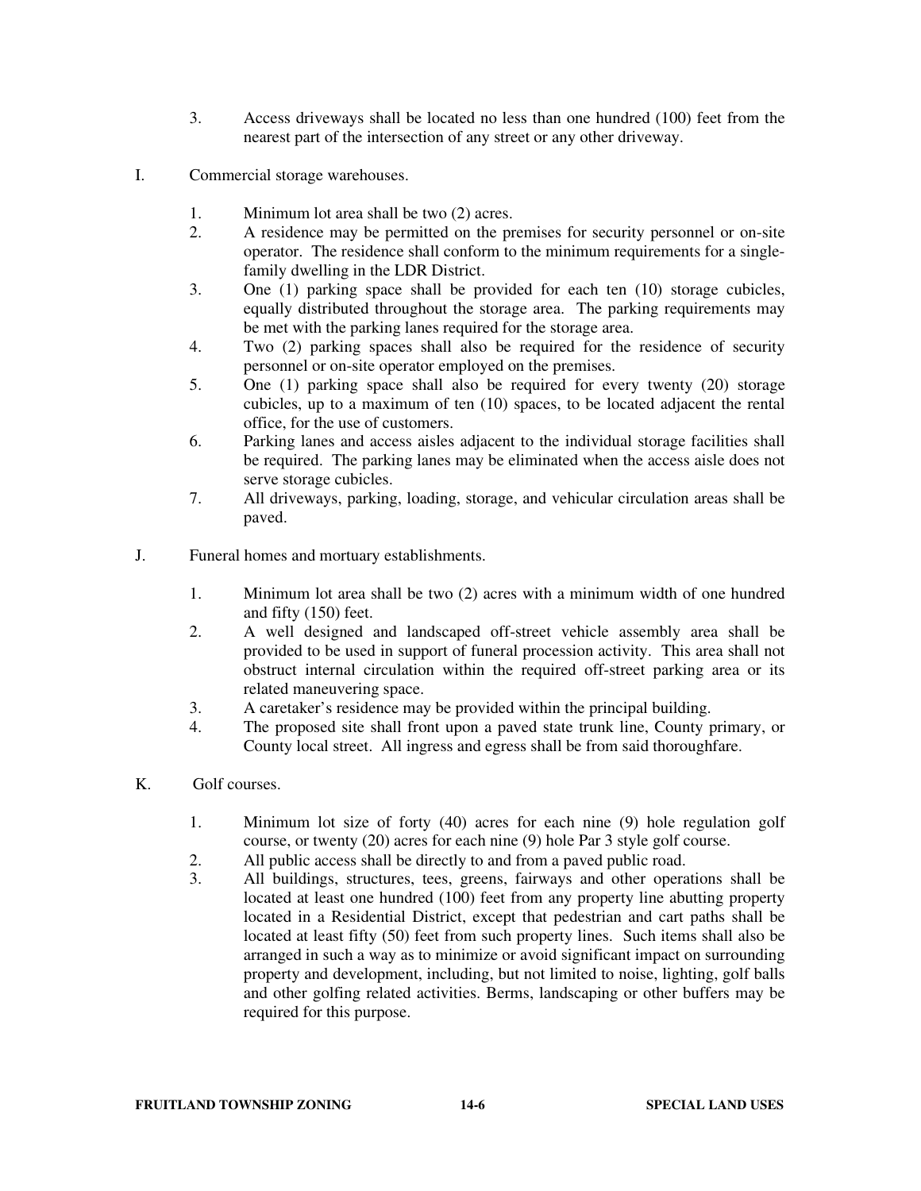3. Access driveways shall be located no less than one hundred (100) feet from the nearest part of the intersection of any street or any other driveway.

I. Commercial storage warehouses.

1. Minimum lot area shall be two (2) acres.
2. A residence may be permitted on the premises for security personnel or on-site operator. The residence shall conform to the minimum requirements for a single-family dwelling in the LDR District.
3. One (1) parking space shall be provided for each ten (10) storage cubicles, equally distributed throughout the storage area. The parking requirements may be met with the parking lanes required for the storage area.
4. Two (2) parking spaces shall also be required for the residence of security personnel or on-site operator employed on the premises.
5. One (1) parking space shall also be required for every twenty (20) storage cubicles, up to a maximum of ten (10) spaces, to be located adjacent the rental office, for the use of customers.
6. Parking lanes and access aisles adjacent to the individual storage facilities shall be required. The parking lanes may be eliminated when the access aisle does not serve storage cubicles.
7. All driveways, parking, loading, storage, and vehicular circulation areas shall be paved.

J. Funeral homes and mortuary establishments.

1. Minimum lot area shall be two (2) acres with a minimum width of one hundred and fifty (150) feet.
2. A well designed and landscaped off-street vehicle assembly area shall be provided to be used in support of funeral procession activity. This area shall not obstruct internal circulation within the required off-street parking area or its related maneuvering space.
3. A caretaker's residence may be provided within the principal building.
4. The proposed site shall front upon a paved state trunk line, County primary, or County local street. All ingress and egress shall be from said thoroughfare.

K. Golf courses.

1. Minimum lot size of forty (40) acres for each nine (9) hole regulation golf course, or twenty (20) acres for each nine (9) hole Par 3 style golf course.
2. All public access shall be directly to and from a paved public road.
3. All buildings, structures, tees, greens, fairways and other operations shall be located at least one hundred (100) feet from any property line abutting property located in a Residential District, except that pedestrian and cart paths shall be located at least fifty (50) feet from such property lines. Such items shall also be arranged in such a way as to minimize or avoid significant impact on surrounding property and development, including, but not limited to noise, lighting, golf balls and other golfing related activities. Berms, landscaping or other buffers may be required for this purpose.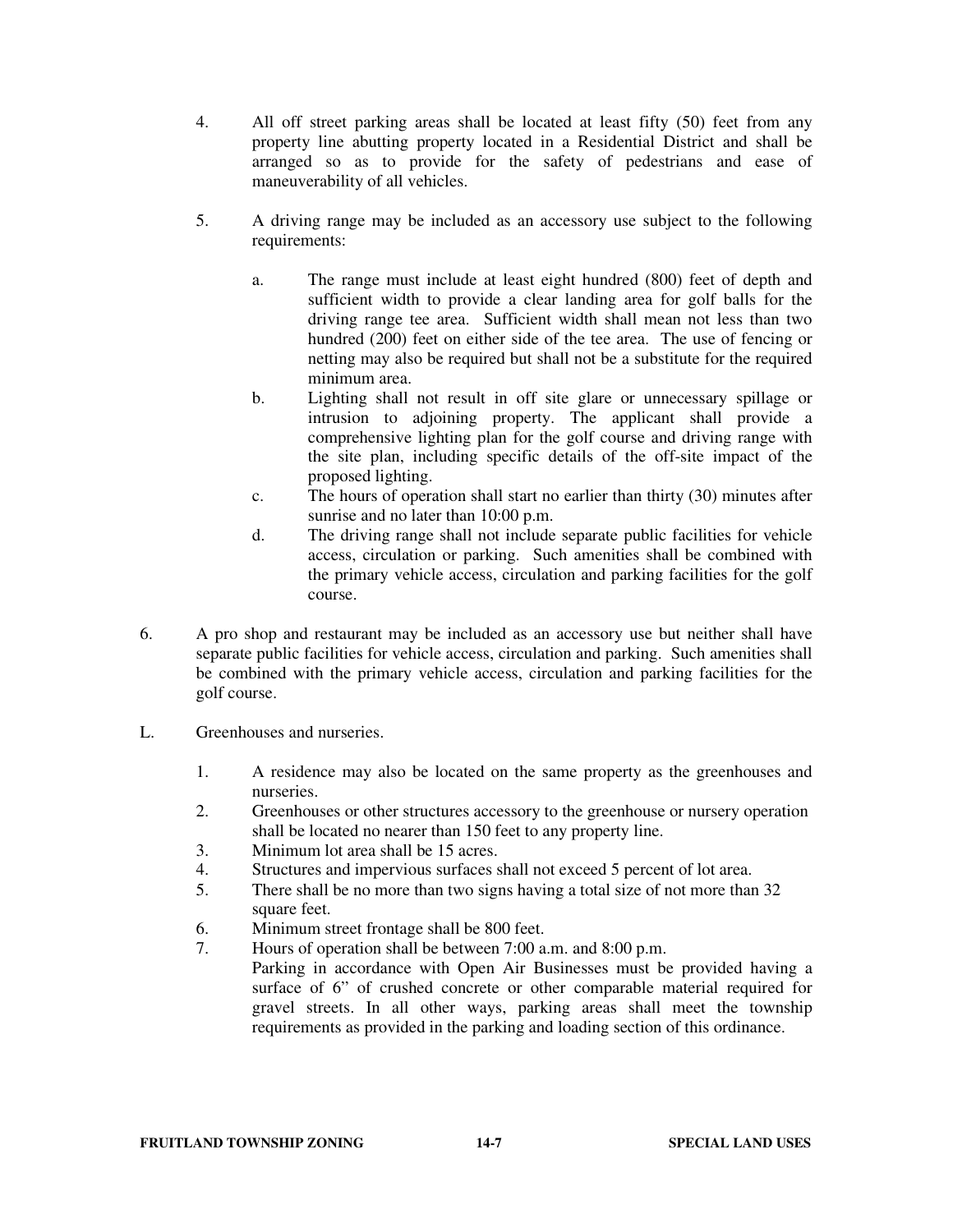4. All off street parking areas shall be located at least fifty (50) feet from any property line abutting property located in a Residential District and shall be arranged so as to provide for the safety of pedestrians and ease of maneuverability of all vehicles.

5. A driving range may be included as an accessory use subject to the following requirements:

   a. The range must include at least eight hundred (800) feet of depth and sufficient width to provide a clear landing area for golf balls for the driving range tee area. Sufficient width shall mean not less than two hundred (200) feet on either side of the tee area. The use of fencing or netting may also be required but shall not be a substitute for the required minimum area.
   b. Lighting shall not result in off site glare or unnecessary spillage or intrusion to adjoining property. The applicant shall provide a comprehensive lighting plan for the golf course and driving range with the site plan, including specific details of the off-site impact of the proposed lighting.
   c. The hours of operation shall start no earlier than thirty (30) minutes after sunrise and no later than 10:00 p.m.
   d. The driving range shall not include separate public facilities for vehicle access, circulation or parking. Such amenities shall be combined with the primary vehicle access, circulation and parking facilities for the golf course.

6. A pro shop and restaurant may be included as an accessory use but neither shall have separate public facilities for vehicle access, circulation and parking. Such amenities shall be combined with the primary vehicle access, circulation and parking facilities for the golf course.

L. Greenhouses and nurseries.

1. A residence may also be located on the same property as the greenhouses and nurseries.
2. Greenhouses or other structures accessory to the greenhouse or nursery operation shall be located no nearer than 150 feet to any property line.
3. Minimum lot area shall be 15 acres.
4. Structures and impervious surfaces shall not exceed 5 percent of lot area.
5. There shall be no more than two signs having a total size of not more than 32 square feet.
6. Minimum street frontage shall be 800 feet.
7. Hours of operation shall be between 7:00 a.m. and 8:00 p.m.

   Parking in accordance with Open Air Businesses must be provided having a surface of 6" of crushed concrete or other comparable material required for gravel streets. In all other ways, parking areas shall meet the township requirements as provided in the parking and loading section of this ordinance.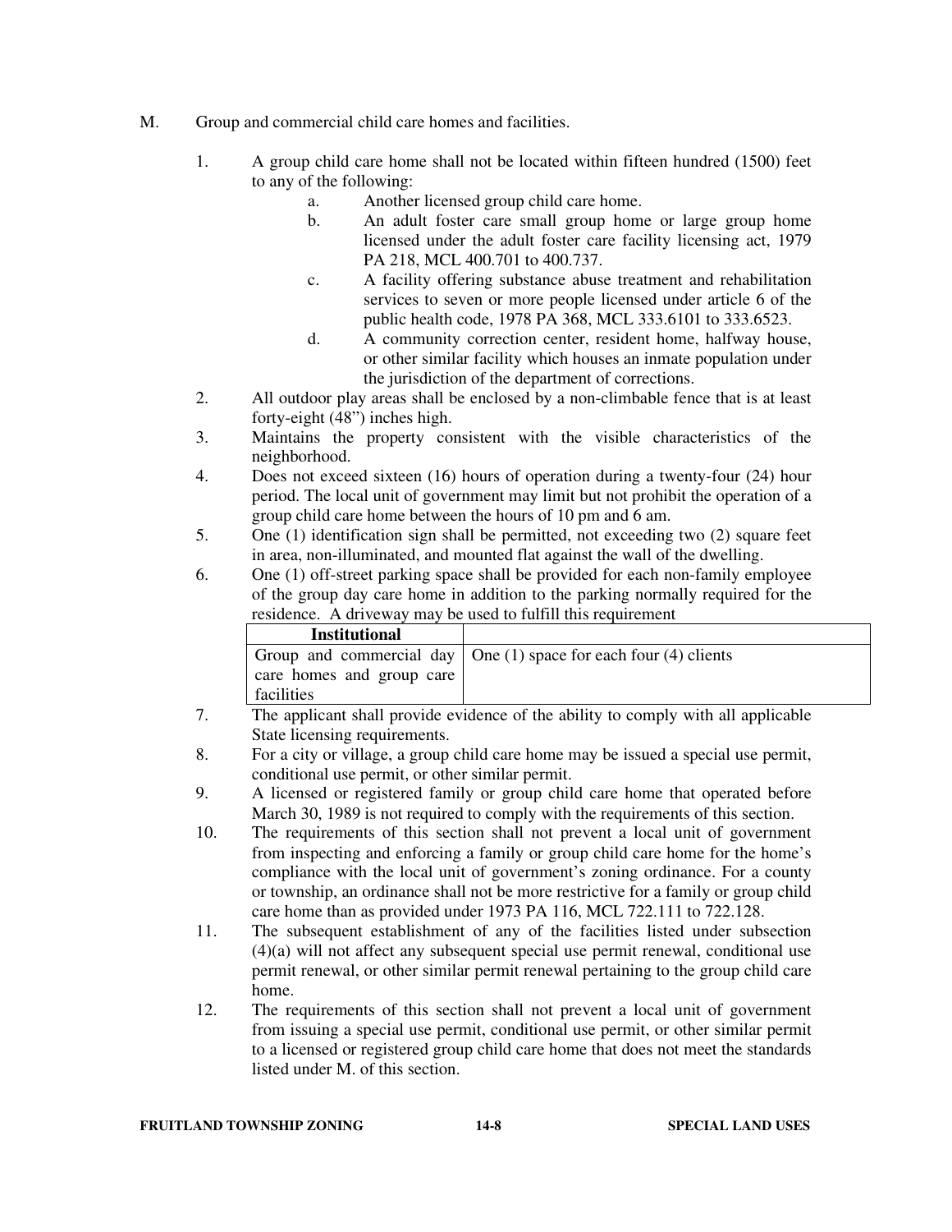M. Group and commercial child care homes and facilities.

1. A group child care home shall not be located within fifteen hundred (1500) feet to any of the following:
   a. Another licensed group child care home.
   b. An adult foster care small group home or large group home licensed under the adult foster care facility licensing act, 1979 PA 218, MCL 400.701 to 400.737.
   c. A facility offering substance abuse treatment and rehabilitation services to seven or more people licensed under article 6 of the public health code, 1978 PA 368, MCL 333.6101 to 333.6523.
   d. A community correction center, resident home, halfway house, or other similar facility which houses an inmate population under the jurisdiction of the department of corrections.
2. All outdoor play areas shall be enclosed by a non-climbable fence that is at least forty-eight (48") inches high.
3. Maintains the property consistent with the visible characteristics of the neighborhood.
4. Does not exceed sixteen (16) hours of operation during a twenty-four (24) hour period. The local unit of government may limit but not prohibit the operation of a group child care home between the hours of 10 pm and 6 am.
5. One (1) identification sign shall be permitted, not exceeding two (2) square feet in area, non-illuminated, and mounted flat against the wall of the dwelling.
6. One (1) off-street parking space shall be provided for each non-family employee of the group day care home in addition to the parking normally required for the residence. A driveway may be used to fulfill this requirement

| **Institutional** | |
|---|---|
| Group and commercial day care homes and group care facilities | One (1) space for each four (4) clients |

7. The applicant shall provide evidence of the ability to comply with all applicable State licensing requirements.
8. For a city or village, a group child care home may be issued a special use permit, conditional use permit, or other similar permit.
9. A licensed or registered family or group child care home that operated before March 30, 1989 is not required to comply with the requirements of this section.
10. The requirements of this section shall not prevent a local unit of government from inspecting and enforcing a family or group child care home for the home's compliance with the local unit of government's zoning ordinance. For a county or township, an ordinance shall not be more restrictive for a family or group child care home than as provided under 1973 PA 116, MCL 722.111 to 722.128.
11. The subsequent establishment of any of the facilities listed under subsection (4)(a) will not affect any subsequent special use permit renewal, conditional use permit renewal, or other similar permit renewal pertaining to the group child care home.
12. The requirements of this section shall not prevent a local unit of government from issuing a special use permit, conditional use permit, or other similar permit to a licensed or registered group child care home that does not meet the standards listed under M. of this section.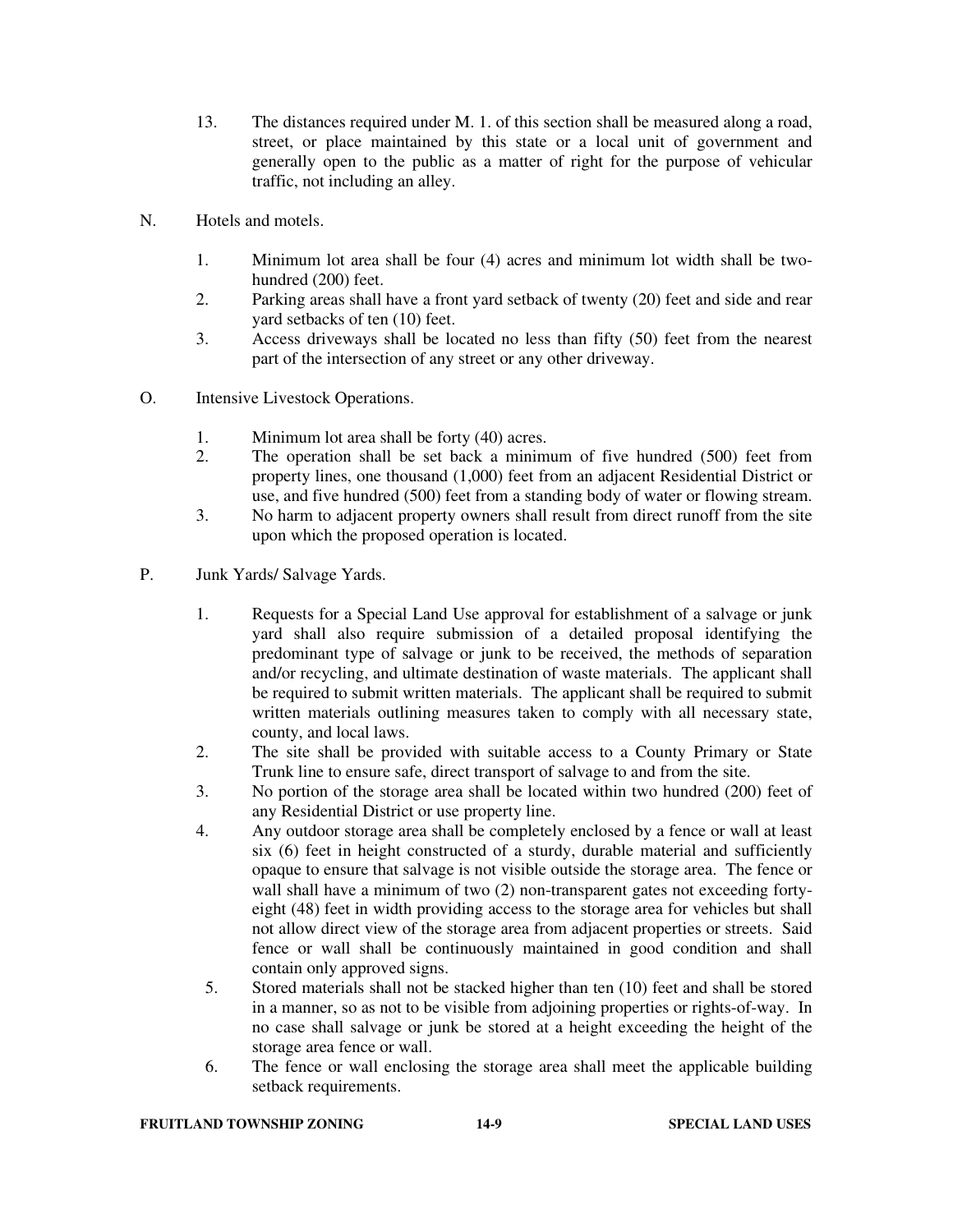13. The distances required under M. 1. of this section shall be measured along a road, street, or place maintained by this state or a local unit of government and generally open to the public as a matter of right for the purpose of vehicular traffic, not including an alley.

N. Hotels and motels.

1. Minimum lot area shall be four (4) acres and minimum lot width shall be two-hundred (200) feet.
2. Parking areas shall have a front yard setback of twenty (20) feet and side and rear yard setbacks of ten (10) feet.
3. Access driveways shall be located no less than fifty (50) feet from the nearest part of the intersection of any street or any other driveway.

O. Intensive Livestock Operations.

1. Minimum lot area shall be forty (40) acres.
2. The operation shall be set back a minimum of five hundred (500) feet from property lines, one thousand (1,000) feet from an adjacent Residential District or use, and five hundred (500) feet from a standing body of water or flowing stream.
3. No harm to adjacent property owners shall result from direct runoff from the site upon which the proposed operation is located.

P. Junk Yards/ Salvage Yards.

1. Requests for a Special Land Use approval for establishment of a salvage or junk yard shall also require submission of a detailed proposal identifying the predominant type of salvage or junk to be received, the methods of separation and/or recycling, and ultimate destination of waste materials. The applicant shall be required to submit written materials. The applicant shall be required to submit written materials outlining measures taken to comply with all necessary state, county, and local laws.
2. The site shall be provided with suitable access to a County Primary or State Trunk line to ensure safe, direct transport of salvage to and from the site.
3. No portion of the storage area shall be located within two hundred (200) feet of any Residential District or use property line.
4. Any outdoor storage area shall be completely enclosed by a fence or wall at least six (6) feet in height constructed of a sturdy, durable material and sufficiently opaque to ensure that salvage is not visible outside the storage area. The fence or wall shall have a minimum of two (2) non-transparent gates not exceeding forty-eight (48) feet in width providing access to the storage area for vehicles but shall not allow direct view of the storage area from adjacent properties or streets. Said fence or wall shall be continuously maintained in good condition and shall contain only approved signs.
5. Stored materials shall not be stacked higher than ten (10) feet and shall be stored in a manner, so as not to be visible from adjoining properties or rights-of-way. In no case shall salvage or junk be stored at a height exceeding the height of the storage area fence or wall.
6. The fence or wall enclosing the storage area shall meet the applicable building setback requirements.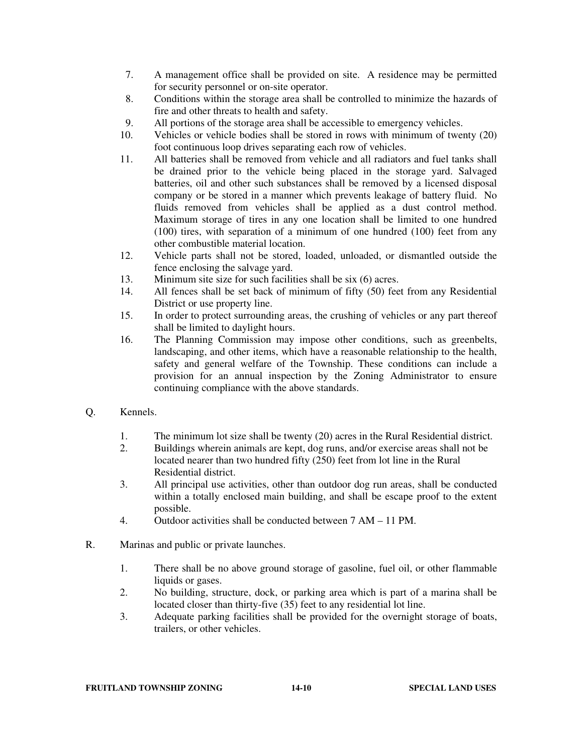7. A management office shall be provided on site. A residence may be permitted for security personnel or on-site operator.
8. Conditions within the storage area shall be controlled to minimize the hazards of fire and other threats to health and safety.
9. All portions of the storage area shall be accessible to emergency vehicles.
10. Vehicles or vehicle bodies shall be stored in rows with minimum of twenty (20) foot continuous loop drives separating each row of vehicles.
11. All batteries shall be removed from vehicle and all radiators and fuel tanks shall be drained prior to the vehicle being placed in the storage yard. Salvaged batteries, oil and other such substances shall be removed by a licensed disposal company or be stored in a manner which prevents leakage of battery fluid. No fluids removed from vehicles shall be applied as a dust control method. Maximum storage of tires in any one location shall be limited to one hundred (100) tires, with separation of a minimum of one hundred (100) feet from any other combustible material location.
12. Vehicle parts shall not be stored, loaded, unloaded, or dismantled outside the fence enclosing the salvage yard.
13. Minimum site size for such facilities shall be six (6) acres.
14. All fences shall be set back of minimum of fifty (50) feet from any Residential District or use property line.
15. In order to protect surrounding areas, the crushing of vehicles or any part thereof shall be limited to daylight hours.
16. The Planning Commission may impose other conditions, such as greenbelts, landscaping, and other items, which have a reasonable relationship to the health, safety and general welfare of the Township. These conditions can include a provision for an annual inspection by the Zoning Administrator to ensure continuing compliance with the above standards.

Q. Kennels.

1. The minimum lot size shall be twenty (20) acres in the Rural Residential district.
2. Buildings wherein animals are kept, dog runs, and/or exercise areas shall not be located nearer than two hundred fifty (250) feet from lot line in the Rural Residential district.
3. All principal use activities, other than outdoor dog run areas, shall be conducted within a totally enclosed main building, and shall be escape proof to the extent possible.
4. Outdoor activities shall be conducted between 7 AM – 11 PM.

R. Marinas and public or private launches.

1. There shall be no above ground storage of gasoline, fuel oil, or other flammable liquids or gases.
2. No building, structure, dock, or parking area which is part of a marina shall be located closer than thirty-five (35) feet to any residential lot line.
3. Adequate parking facilities shall be provided for the overnight storage of boats, trailers, or other vehicles.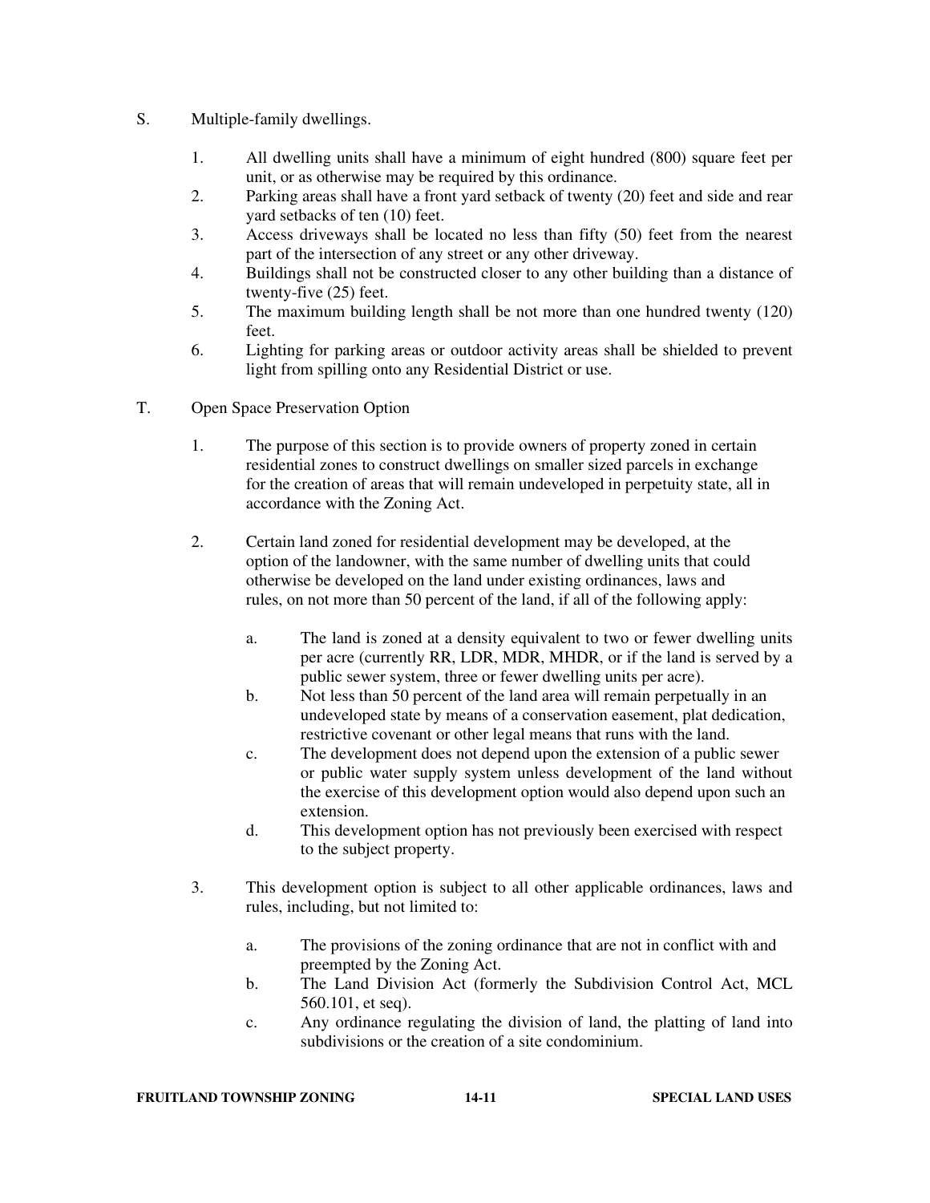S. Multiple-family dwellings.

1. All dwelling units shall have a minimum of eight hundred (800) square feet per unit, or as otherwise may be required by this ordinance.
2. Parking areas shall have a front yard setback of twenty (20) feet and side and rear yard setbacks of ten (10) feet.
3. Access driveways shall be located no less than fifty (50) feet from the nearest part of the intersection of any street or any other driveway.
4. Buildings shall not be constructed closer to any other building than a distance of twenty-five (25) feet.
5. The maximum building length shall be not more than one hundred twenty (120) feet.
6. Lighting for parking areas or outdoor activity areas shall be shielded to prevent light from spilling onto any Residential District or use.

T. Open Space Preservation Option

1. The purpose of this section is to provide owners of property zoned in certain residential zones to construct dwellings on smaller sized parcels in exchange for the creation of areas that will remain undeveloped in perpetuity state, all in accordance with the Zoning Act.

2. Certain land zoned for residential development may be developed, at the option of the landowner, with the same number of dwelling units that could otherwise be developed on the land under existing ordinances, laws and rules, on not more than 50 percent of the land, if all of the following apply:

   a. The land is zoned at a density equivalent to two or fewer dwelling units per acre (currently RR, LDR, MDR, MHDR, or if the land is served by a public sewer system, three or fewer dwelling units per acre).
   b. Not less than 50 percent of the land area will remain perpetually in an undeveloped state by means of a conservation easement, plat dedication, restrictive covenant or other legal means that runs with the land.
   c. The development does not depend upon the extension of a public sewer or public water supply system unless development of the land without the exercise of this development option would also depend upon such an extension.
   d. This development option has not previously been exercised with respect to the subject property.

3. This development option is subject to all other applicable ordinances, laws and rules, including, but not limited to:

   a. The provisions of the zoning ordinance that are not in conflict with and preempted by the Zoning Act.
   b. The Land Division Act (formerly the Subdivision Control Act, MCL 560.101, et seq).
   c. Any ordinance regulating the division of land, the platting of land into subdivisions or the creation of a site condominium.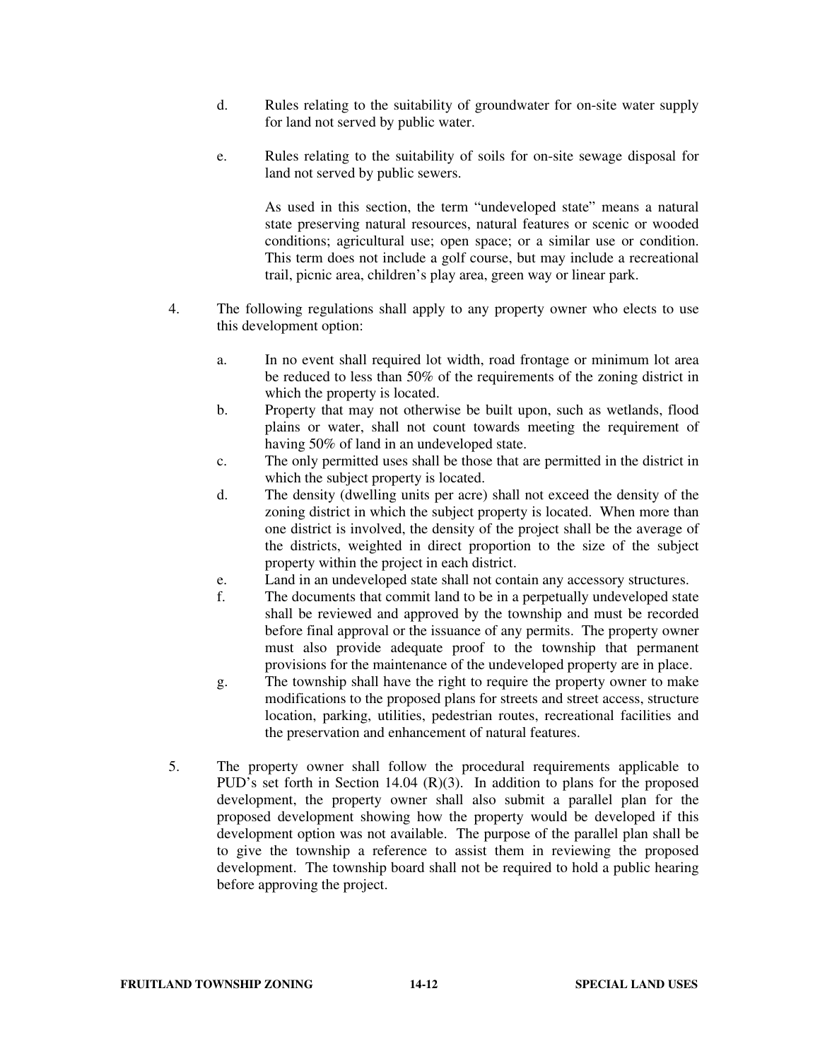d. Rules relating to the suitability of groundwater for on-site water supply for land not served by public water.

e. Rules relating to the suitability of soils for on-site sewage disposal for land not served by public sewers.

   As used in this section, the term "undeveloped state" means a natural state preserving natural resources, natural features or scenic or wooded conditions; agricultural use; open space; or a similar use or condition. This term does not include a golf course, but may include a recreational trail, picnic area, children's play area, green way or linear park.

4. The following regulations shall apply to any property owner who elects to use this development option:

   a. In no event shall required lot width, road frontage or minimum lot area be reduced to less than 50% of the requirements of the zoning district in which the property is located.
   b. Property that may not otherwise be built upon, such as wetlands, flood plains or water, shall not count towards meeting the requirement of having 50% of land in an undeveloped state.
   c. The only permitted uses shall be those that are permitted in the district in which the subject property is located.
   d. The density (dwelling units per acre) shall not exceed the density of the zoning district in which the subject property is located. When more than one district is involved, the density of the project shall be the average of the districts, weighted in direct proportion to the size of the subject property within the project in each district.
   e. Land in an undeveloped state shall not contain any accessory structures.
   f. The documents that commit land to be in a perpetually undeveloped state shall be reviewed and approved by the township and must be recorded before final approval or the issuance of any permits. The property owner must also provide adequate proof to the township that permanent provisions for the maintenance of the undeveloped property are in place.
   g. The township shall have the right to require the property owner to make modifications to the proposed plans for streets and street access, structure location, parking, utilities, pedestrian routes, recreational facilities and the preservation and enhancement of natural features.

5. The property owner shall follow the procedural requirements applicable to PUD's set forth in Section 14.04 (R)(3). In addition to plans for the proposed development, the property owner shall also submit a parallel plan for the proposed development showing how the property would be developed if this development option was not available. The purpose of the parallel plan shall be to give the township a reference to assist them in reviewing the proposed development. The township board shall not be required to hold a public hearing before approving the project.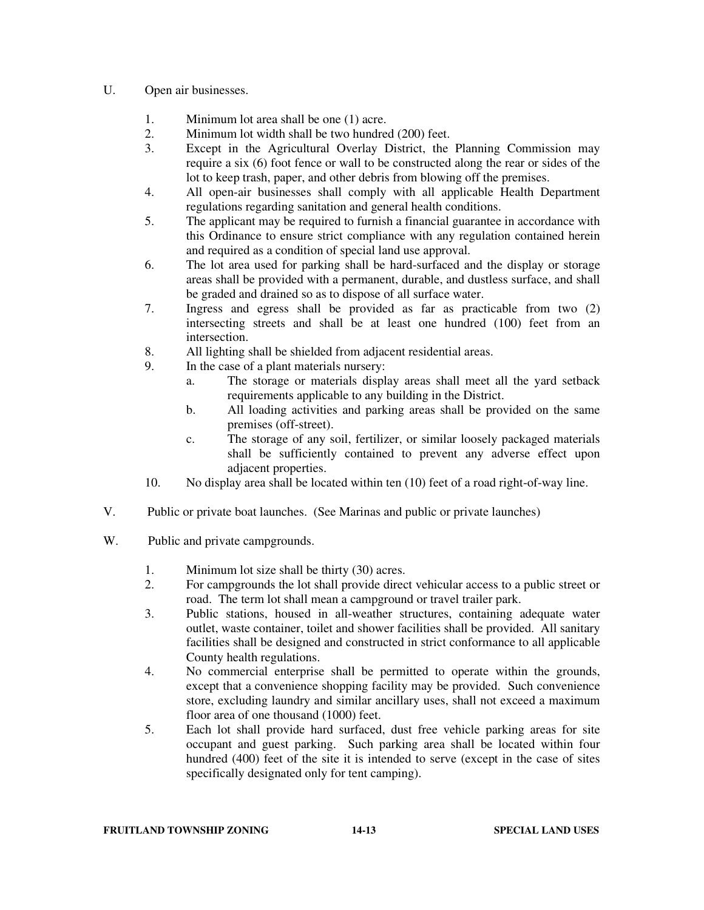U. Open air businesses.

1. Minimum lot area shall be one (1) acre.
2. Minimum lot width shall be two hundred (200) feet.
3. Except in the Agricultural Overlay District, the Planning Commission may require a six (6) foot fence or wall to be constructed along the rear or sides of the lot to keep trash, paper, and other debris from blowing off the premises.
4. All open-air businesses shall comply with all applicable Health Department regulations regarding sanitation and general health conditions.
5. The applicant may be required to furnish a financial guarantee in accordance with this Ordinance to ensure strict compliance with any regulation contained herein and required as a condition of special land use approval.
6. The lot area used for parking shall be hard-surfaced and the display or storage areas shall be provided with a permanent, durable, and dustless surface, and shall be graded and drained so as to dispose of all surface water.
7. Ingress and egress shall be provided as far as practicable from two (2) intersecting streets and shall be at least one hundred (100) feet from an intersection.
8. All lighting shall be shielded from adjacent residential areas.
9. In the case of a plant materials nursery:
   a. The storage or materials display areas shall meet all the yard setback requirements applicable to any building in the District.
   b. All loading activities and parking areas shall be provided on the same premises (off-street).
   c. The storage of any soil, fertilizer, or similar loosely packaged materials shall be sufficiently contained to prevent any adverse effect upon adjacent properties.
10. No display area shall be located within ten (10) feet of a road right-of-way line.

V. Public or private boat launches. (See Marinas and public or private launches)

W. Public and private campgrounds.

1. Minimum lot size shall be thirty (30) acres.
2. For campgrounds the lot shall provide direct vehicular access to a public street or road. The term lot shall mean a campground or travel trailer park.
3. Public stations, housed in all-weather structures, containing adequate water outlet, waste container, toilet and shower facilities shall be provided. All sanitary facilities shall be designed and constructed in strict conformance to all applicable County health regulations.
4. No commercial enterprise shall be permitted to operate within the grounds, except that a convenience shopping facility may be provided. Such convenience store, excluding laundry and similar ancillary uses, shall not exceed a maximum floor area of one thousand (1000) feet.
5. Each lot shall provide hard surfaced, dust free vehicle parking areas for site occupant and guest parking. Such parking area shall be located within four hundred (400) feet of the site it is intended to serve (except in the case of sites specifically designated only for tent camping).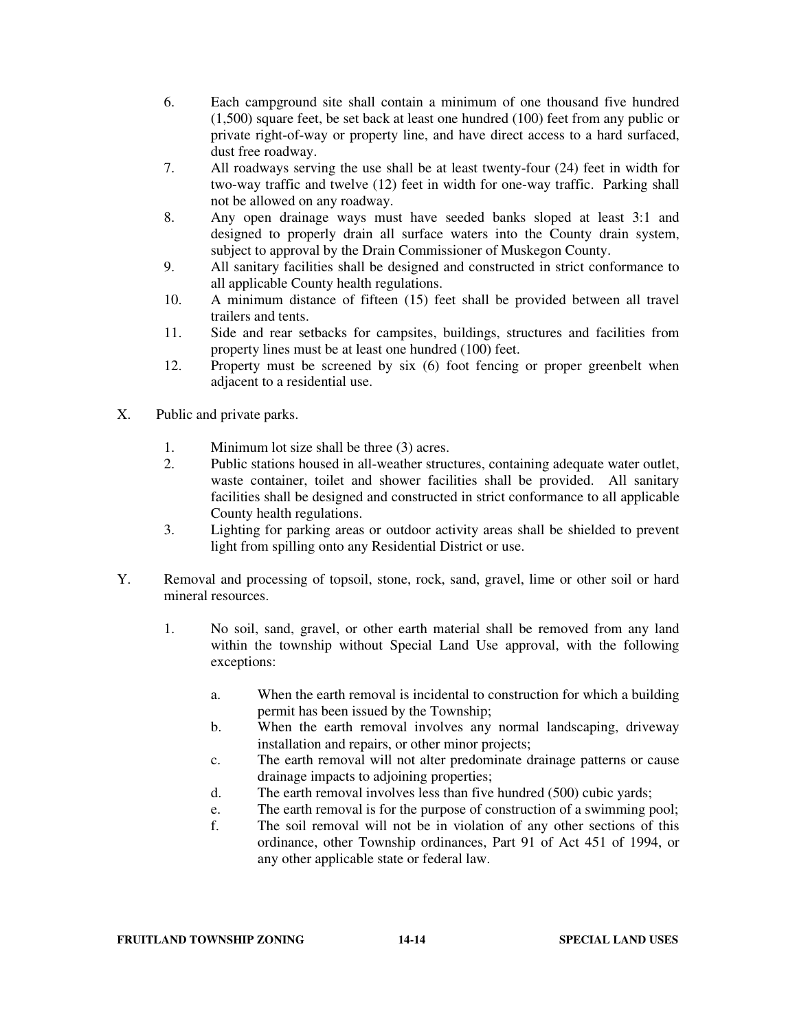6. Each campground site shall contain a minimum of one thousand five hundred (1,500) square feet, be set back at least one hundred (100) feet from any public or private right-of-way or property line, and have direct access to a hard surfaced, dust free roadway.
7. All roadways serving the use shall be at least twenty-four (24) feet in width for two-way traffic and twelve (12) feet in width for one-way traffic. Parking shall not be allowed on any roadway.
8. Any open drainage ways must have seeded banks sloped at least 3:1 and designed to properly drain all surface waters into the County drain system, subject to approval by the Drain Commissioner of Muskegon County.
9. All sanitary facilities shall be designed and constructed in strict conformance to all applicable County health regulations.
10. A minimum distance of fifteen (15) feet shall be provided between all travel trailers and tents.
11. Side and rear setbacks for campsites, buildings, structures and facilities from property lines must be at least one hundred (100) feet.
12. Property must be screened by six (6) foot fencing or proper greenbelt when adjacent to a residential use.

X. Public and private parks.

1. Minimum lot size shall be three (3) acres.
2. Public stations housed in all-weather structures, containing adequate water outlet, waste container, toilet and shower facilities shall be provided. All sanitary facilities shall be designed and constructed in strict conformance to all applicable County health regulations.
3. Lighting for parking areas or outdoor activity areas shall be shielded to prevent light from spilling onto any Residential District or use.

Y. Removal and processing of topsoil, stone, rock, sand, gravel, lime or other soil or hard mineral resources.

1. No soil, sand, gravel, or other earth material shall be removed from any land within the township without Special Land Use approval, with the following exceptions:

   a. When the earth removal is incidental to construction for which a building permit has been issued by the Township;
   b. When the earth removal involves any normal landscaping, driveway installation and repairs, or other minor projects;
   c. The earth removal will not alter predominate drainage patterns or cause drainage impacts to adjoining properties;
   d. The earth removal involves less than five hundred (500) cubic yards;
   e. The earth removal is for the purpose of construction of a swimming pool;
   f. The soil removal will not be in violation of any other sections of this ordinance, other Township ordinances, Part 91 of Act 451 of 1994, or any other applicable state or federal law.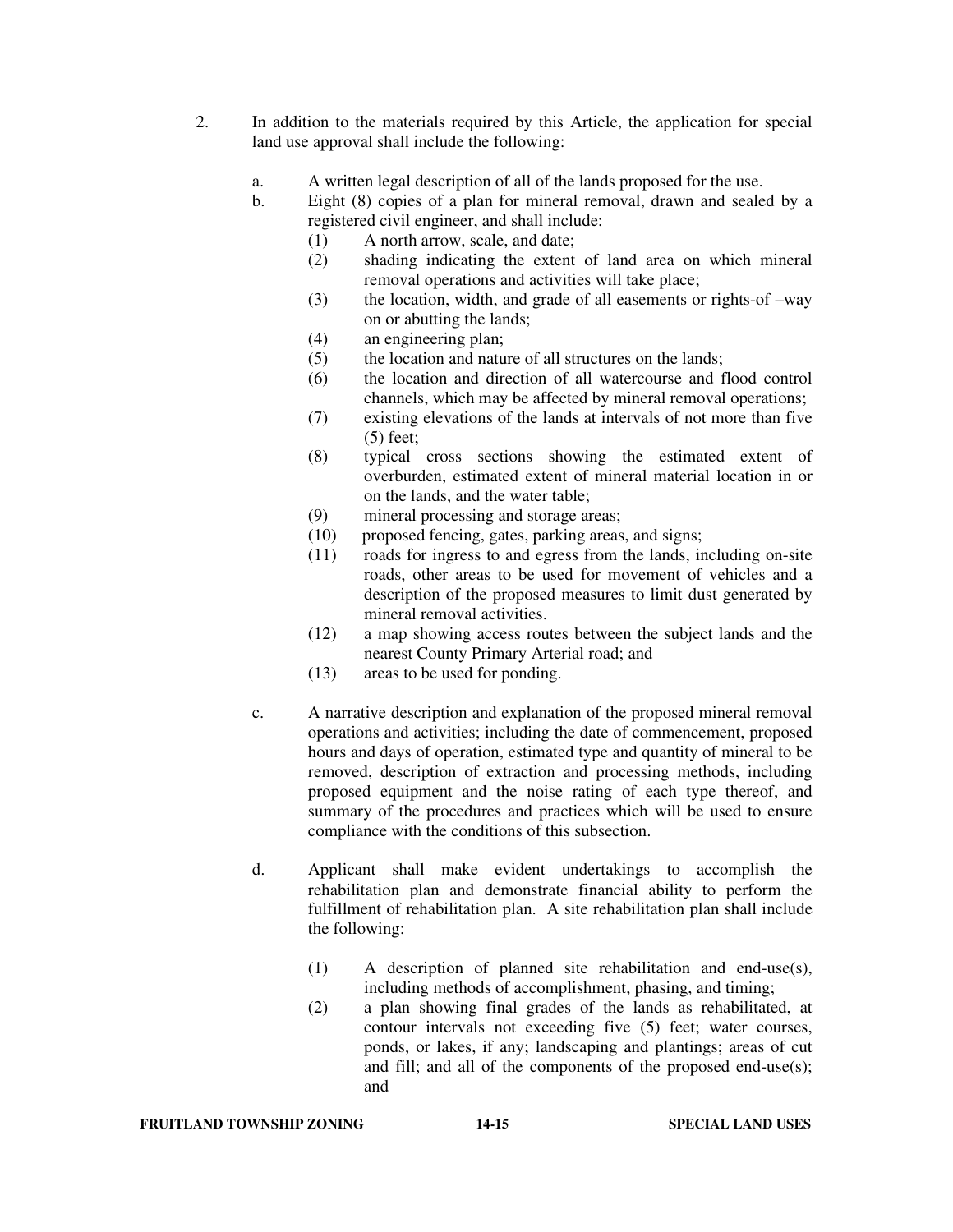2. In addition to the materials required by this Article, the application for special land use approval shall include the following:

   a. A written legal description of all of the lands proposed for the use.

   b. Eight (8) copies of a plan for mineral removal, drawn and sealed by a registered civil engineer, and shall include:

      (1) A north arrow, scale, and date;
      (2) shading indicating the extent of land area on which mineral removal operations and activities will take place;
      (3) the location, width, and grade of all easements or rights-of –way on or abutting the lands;
      (4) an engineering plan;
      (5) the location and nature of all structures on the lands;
      (6) the location and direction of all watercourse and flood control channels, which may be affected by mineral removal operations;
      (7) existing elevations of the lands at intervals of not more than five (5) feet;
      (8) typical cross sections showing the estimated extent of overburden, estimated extent of mineral material location in or on the lands, and the water table;
      (9) mineral processing and storage areas;
      (10) proposed fencing, gates, parking areas, and signs;
      (11) roads for ingress to and egress from the lands, including on-site roads, other areas to be used for movement of vehicles and a description of the proposed measures to limit dust generated by mineral removal activities.
      (12) a map showing access routes between the subject lands and the nearest County Primary Arterial road; and
      (13) areas to be used for ponding.

   c. A narrative description and explanation of the proposed mineral removal operations and activities; including the date of commencement, proposed hours and days of operation, estimated type and quantity of mineral to be removed, description of extraction and processing methods, including proposed equipment and the noise rating of each type thereof, and summary of the procedures and practices which will be used to ensure compliance with the conditions of this subsection.

   d. Applicant shall make evident undertakings to accomplish the rehabilitation plan and demonstrate financial ability to perform the fulfillment of rehabilitation plan. A site rehabilitation plan shall include the following:

      (1) A description of planned site rehabilitation and end-use(s), including methods of accomplishment, phasing, and timing;
      (2) a plan showing final grades of the lands as rehabilitated, at contour intervals not exceeding five (5) feet; water courses, ponds, or lakes, if any; landscaping and plantings; areas of cut and fill; and all of the components of the proposed end-use(s); and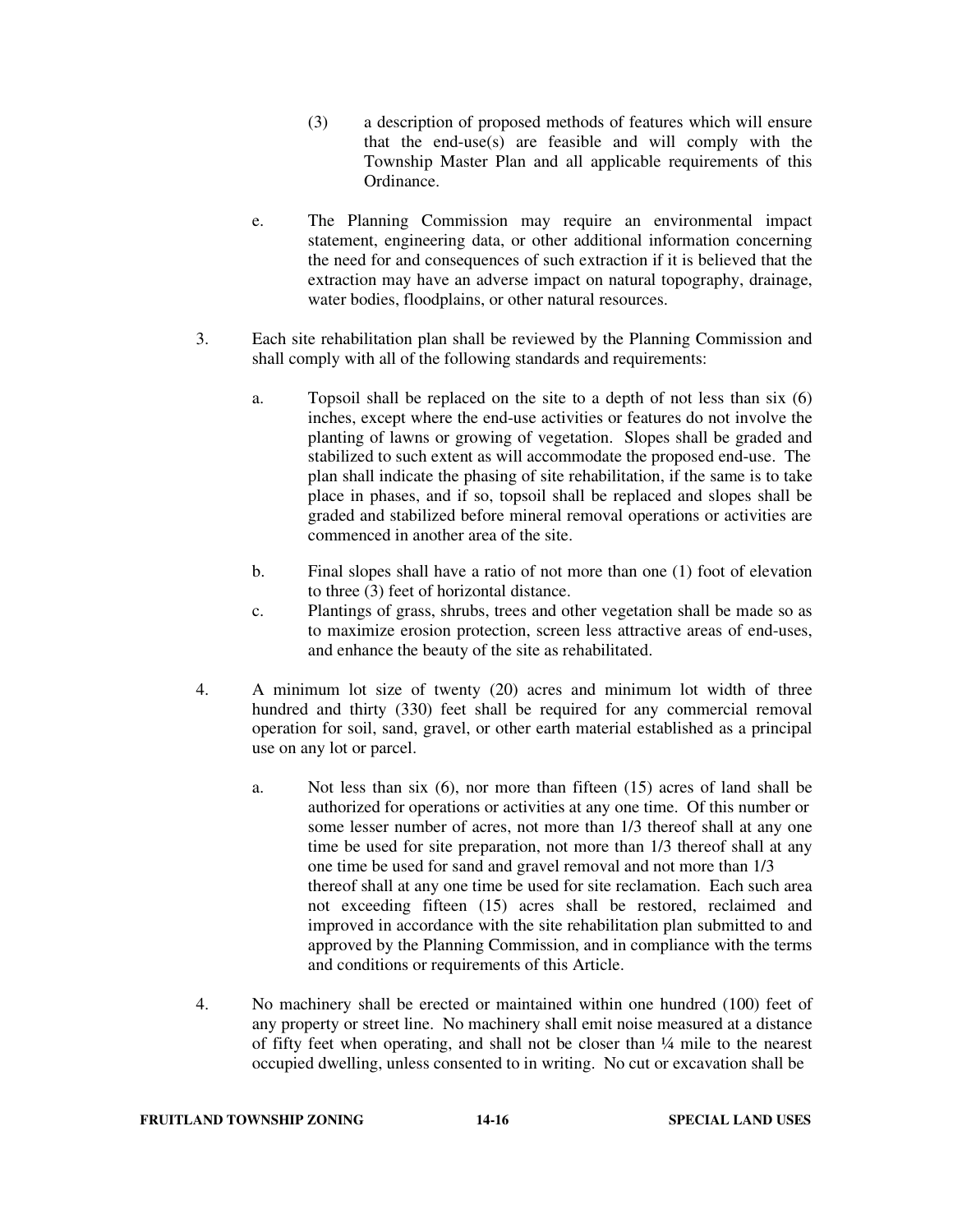(3) a description of proposed methods of features which will ensure that the end-use(s) are feasible and will comply with the Township Master Plan and all applicable requirements of this Ordinance.

e. The Planning Commission may require an environmental impact statement, engineering data, or other additional information concerning the need for and consequences of such extraction if it is believed that the extraction may have an adverse impact on natural topography, drainage, water bodies, floodplains, or other natural resources.

3. Each site rehabilitation plan shall be reviewed by the Planning Commission and shall comply with all of the following standards and requirements:

   a. Topsoil shall be replaced on the site to a depth of not less than six (6) inches, except where the end-use activities or features do not involve the planting of lawns or growing of vegetation. Slopes shall be graded and stabilized to such extent as will accommodate the proposed end-use. The plan shall indicate the phasing of site rehabilitation, if the same is to take place in phases, and if so, topsoil shall be replaced and slopes shall be graded and stabilized before mineral removal operations or activities are commenced in another area of the site.

   b. Final slopes shall have a ratio of not more than one (1) foot of elevation to three (3) feet of horizontal distance.

   c. Plantings of grass, shrubs, trees and other vegetation shall be made so as to maximize erosion protection, screen less attractive areas of end-uses, and enhance the beauty of the site as rehabilitated.

4. A minimum lot size of twenty (20) acres and minimum lot width of three hundred and thirty (330) feet shall be required for any commercial removal operation for soil, sand, gravel, or other earth material established as a principal use on any lot or parcel.

   a. Not less than six (6), nor more than fifteen (15) acres of land shall be authorized for operations or activities at any one time. Of this number or some lesser number of acres, not more than 1/3 thereof shall at any one time be used for site preparation, not more than 1/3 thereof shall at any one time be used for sand and gravel removal and not more than 1/3 thereof shall at any one time be used for site reclamation. Each such area not exceeding fifteen (15) acres shall be restored, reclaimed and improved in accordance with the site rehabilitation plan submitted to and approved by the Planning Commission, and in compliance with the terms and conditions or requirements of this Article.

4. No machinery shall be erected or maintained within one hundred (100) feet of any property or street line. No machinery shall emit noise measured at a distance of fifty feet when operating, and shall not be closer than ¼ mile to the nearest occupied dwelling, unless consented to in writing. No cut or excavation shall be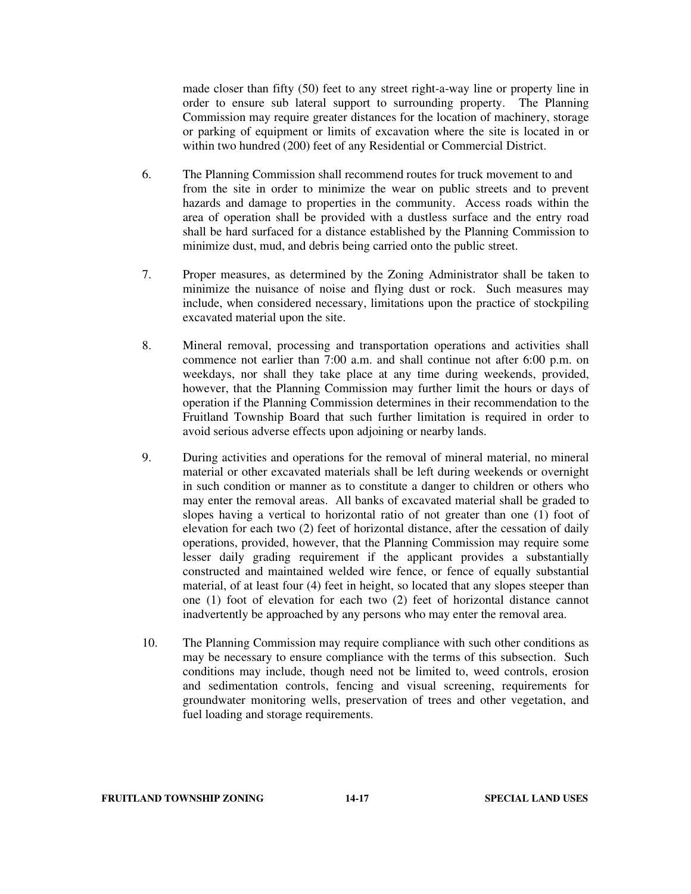made closer than fifty (50) feet to any street right-a-way line or property line in order to ensure sub lateral support to surrounding property. The Planning Commission may require greater distances for the location of machinery, storage or parking of equipment or limits of excavation where the site is located in or within two hundred (200) feet of any Residential or Commercial District.

6. The Planning Commission shall recommend routes for truck movement to and from the site in order to minimize the wear on public streets and to prevent hazards and damage to properties in the community. Access roads within the area of operation shall be provided with a dustless surface and the entry road shall be hard surfaced for a distance established by the Planning Commission to minimize dust, mud, and debris being carried onto the public street.

7. Proper measures, as determined by the Zoning Administrator shall be taken to minimize the nuisance of noise and flying dust or rock. Such measures may include, when considered necessary, limitations upon the practice of stockpiling excavated material upon the site.

8. Mineral removal, processing and transportation operations and activities shall commence not earlier than 7:00 a.m. and shall continue not after 6:00 p.m. on weekdays, nor shall they take place at any time during weekends, provided, however, that the Planning Commission may further limit the hours or days of operation if the Planning Commission determines in their recommendation to the Fruitland Township Board that such further limitation is required in order to avoid serious adverse effects upon adjoining or nearby lands.

9. During activities and operations for the removal of mineral material, no mineral material or other excavated materials shall be left during weekends or overnight in such condition or manner as to constitute a danger to children or others who may enter the removal areas. All banks of excavated material shall be graded to slopes having a vertical to horizontal ratio of not greater than one (1) foot of elevation for each two (2) feet of horizontal distance, after the cessation of daily operations, provided, however, that the Planning Commission may require some lesser daily grading requirement if the applicant provides a substantially constructed and maintained welded wire fence, or fence of equally substantial material, of at least four (4) feet in height, so located that any slopes steeper than one (1) foot of elevation for each two (2) feet of horizontal distance cannot inadvertently be approached by any persons who may enter the removal area.

10. The Planning Commission may require compliance with such other conditions as may be necessary to ensure compliance with the terms of this subsection. Such conditions may include, though need not be limited to, weed controls, erosion and sedimentation controls, fencing and visual screening, requirements for groundwater monitoring wells, preservation of trees and other vegetation, and fuel loading and storage requirements.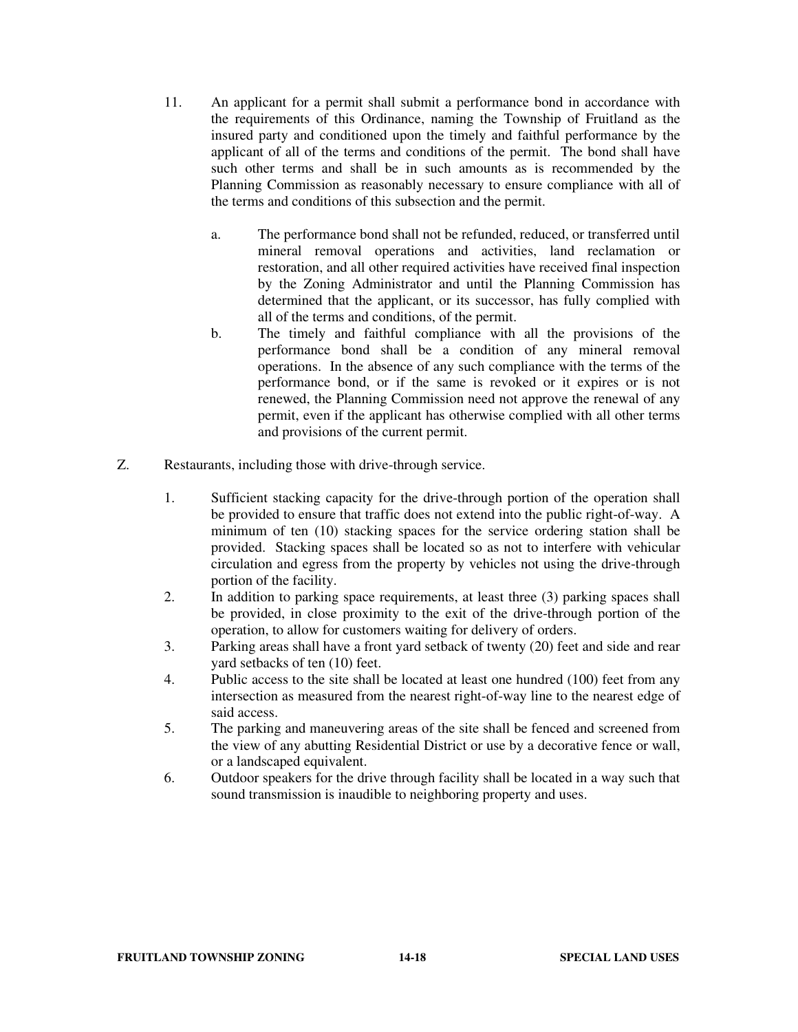11. An applicant for a permit shall submit a performance bond in accordance with the requirements of this Ordinance, naming the Township of Fruitland as the insured party and conditioned upon the timely and faithful performance by the applicant of all of the terms and conditions of the permit. The bond shall have such other terms and shall be in such amounts as is recommended by the Planning Commission as reasonably necessary to ensure compliance with all of the terms and conditions of this subsection and the permit.

    a. The performance bond shall not be refunded, reduced, or transferred until mineral removal operations and activities, land reclamation or restoration, and all other required activities have received final inspection by the Zoning Administrator and until the Planning Commission has determined that the applicant, or its successor, has fully complied with all of the terms and conditions, of the permit.

    b. The timely and faithful compliance with all the provisions of the performance bond shall be a condition of any mineral removal operations. In the absence of any such compliance with the terms of the performance bond, or if the same is revoked or it expires or is not renewed, the Planning Commission need not approve the renewal of any permit, even if the applicant has otherwise complied with all other terms and provisions of the current permit.

Z. Restaurants, including those with drive-through service.

1. Sufficient stacking capacity for the drive-through portion of the operation shall be provided to ensure that traffic does not extend into the public right-of-way. A minimum of ten (10) stacking spaces for the service ordering station shall be provided. Stacking spaces shall be located so as not to interfere with vehicular circulation and egress from the property by vehicles not using the drive-through portion of the facility.
2. In addition to parking space requirements, at least three (3) parking spaces shall be provided, in close proximity to the exit of the drive-through portion of the operation, to allow for customers waiting for delivery of orders.
3. Parking areas shall have a front yard setback of twenty (20) feet and side and rear yard setbacks of ten (10) feet.
4. Public access to the site shall be located at least one hundred (100) feet from any intersection as measured from the nearest right-of-way line to the nearest edge of said access.
5. The parking and maneuvering areas of the site shall be fenced and screened from the view of any abutting Residential District or use by a decorative fence or wall, or a landscaped equivalent.
6. Outdoor speakers for the drive through facility shall be located in a way such that sound transmission is inaudible to neighboring property and uses.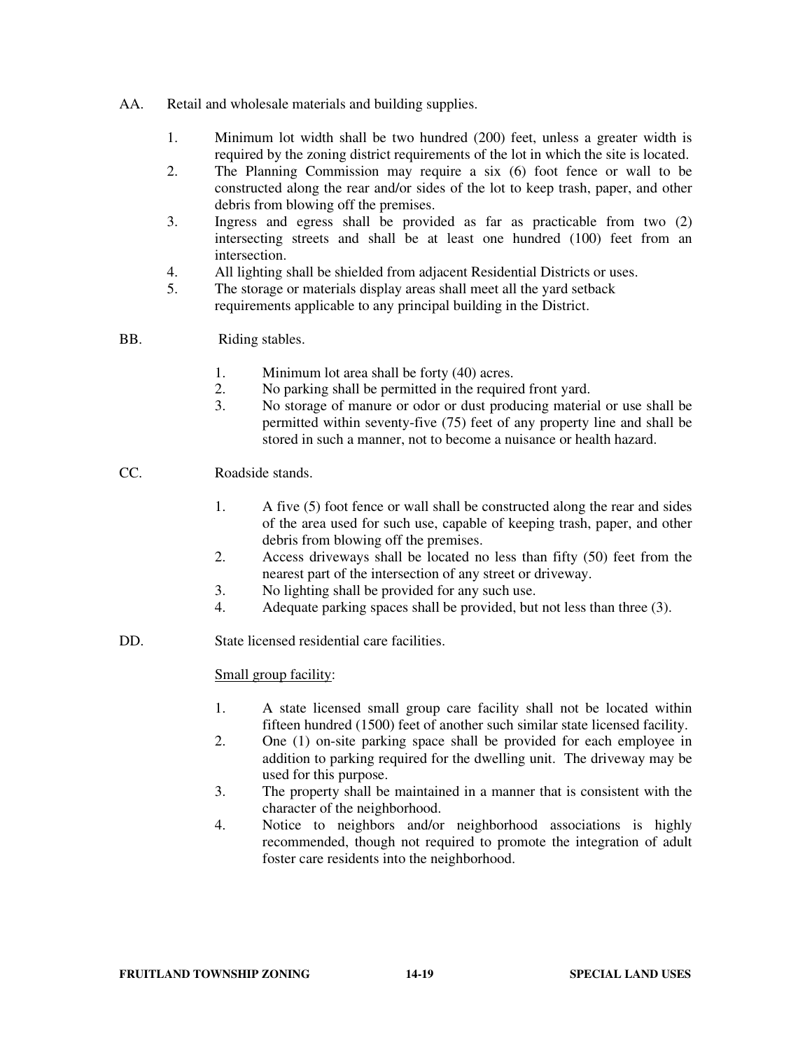AA. Retail and wholesale materials and building supplies.

1. Minimum lot width shall be two hundred (200) feet, unless a greater width is required by the zoning district requirements of the lot in which the site is located.
2. The Planning Commission may require a six (6) foot fence or wall to be constructed along the rear and/or sides of the lot to keep trash, paper, and other debris from blowing off the premises.
3. Ingress and egress shall be provided as far as practicable from two (2) intersecting streets and shall be at least one hundred (100) feet from an intersection.
4. All lighting shall be shielded from adjacent Residential Districts or uses.
5. The storage or materials display areas shall meet all the yard setback requirements applicable to any principal building in the District.

BB. Riding stables.

1. Minimum lot area shall be forty (40) acres.
2. No parking shall be permitted in the required front yard.
3. No storage of manure or odor or dust producing material or use shall be permitted within seventy-five (75) feet of any property line and shall be stored in such a manner, not to become a nuisance or health hazard.

CC. Roadside stands.

1. A five (5) foot fence or wall shall be constructed along the rear and sides of the area used for such use, capable of keeping trash, paper, and other debris from blowing off the premises.
2. Access driveways shall be located no less than fifty (50) feet from the nearest part of the intersection of any street or driveway.
3. No lighting shall be provided for any such use.
4. Adequate parking spaces shall be provided, but not less than three (3).

DD. State licensed residential care facilities.

<u>Small group facility</u>:

1. A state licensed small group care facility shall not be located within fifteen hundred (1500) feet of another such similar state licensed facility.
2. One (1) on-site parking space shall be provided for each employee in addition to parking required for the dwelling unit. The driveway may be used for this purpose.
3. The property shall be maintained in a manner that is consistent with the character of the neighborhood.
4. Notice to neighbors and/or neighborhood associations is highly recommended, though not required to promote the integration of adult foster care residents into the neighborhood.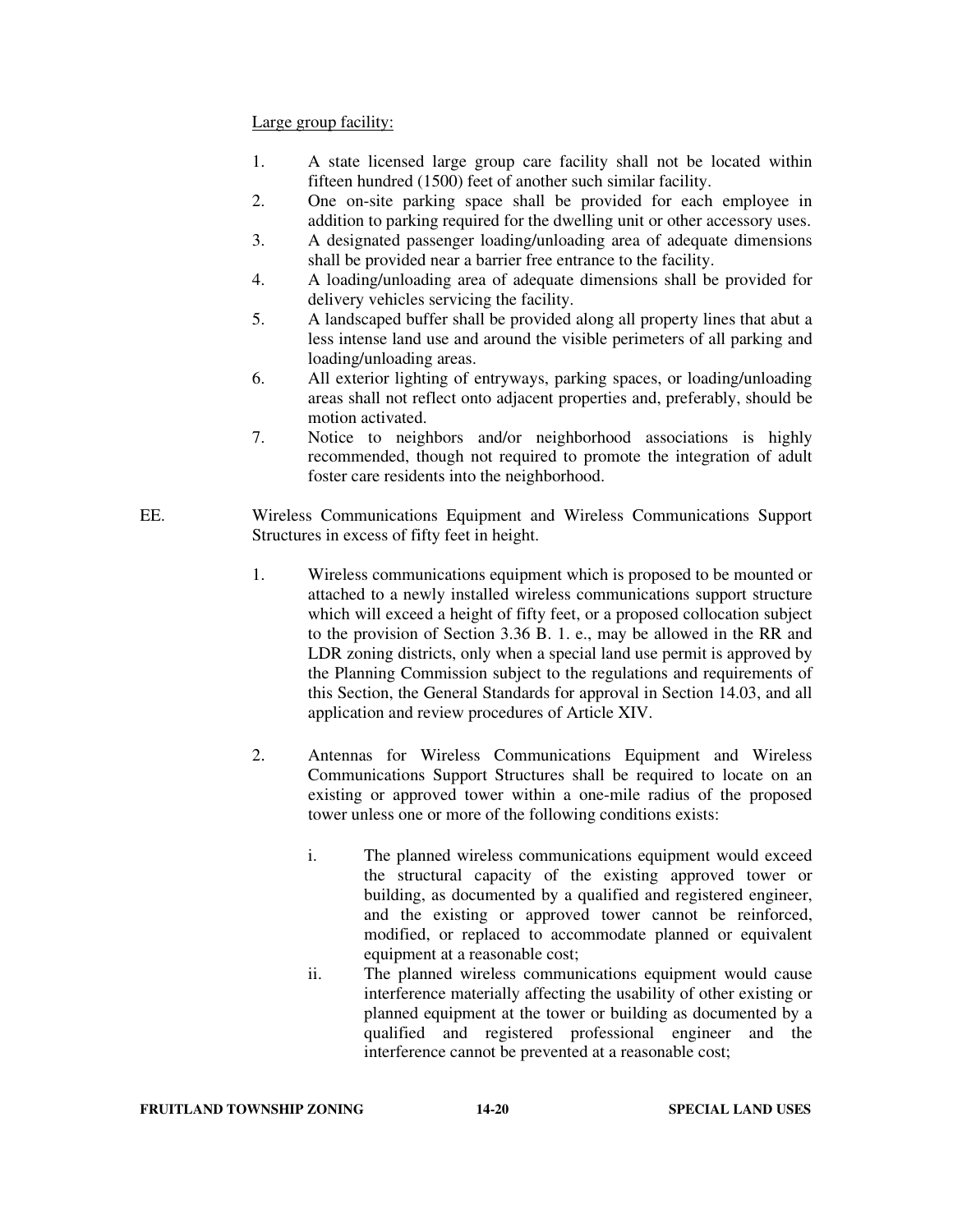Large group facility:

1. A state licensed large group care facility shall not be located within fifteen hundred (1500) feet of another such similar facility.
2. One on-site parking space shall be provided for each employee in addition to parking required for the dwelling unit or other accessory uses.
3. A designated passenger loading/unloading area of adequate dimensions shall be provided near a barrier free entrance to the facility.
4. A loading/unloading area of adequate dimensions shall be provided for delivery vehicles servicing the facility.
5. A landscaped buffer shall be provided along all property lines that abut a less intense land use and around the visible perimeters of all parking and loading/unloading areas.
6. All exterior lighting of entryways, parking spaces, or loading/unloading areas shall not reflect onto adjacent properties and, preferably, should be motion activated.
7. Notice to neighbors and/or neighborhood associations is highly recommended, though not required to promote the integration of adult foster care residents into the neighborhood.

EE. Wireless Communications Equipment and Wireless Communications Support Structures in excess of fifty feet in height.

1. Wireless communications equipment which is proposed to be mounted or attached to a newly installed wireless communications support structure which will exceed a height of fifty feet, or a proposed collocation subject to the provision of Section 3.36 B. 1. e., may be allowed in the RR and LDR zoning districts, only when a special land use permit is approved by the Planning Commission subject to the regulations and requirements of this Section, the General Standards for approval in Section 14.03, and all application and review procedures of Article XIV.

2. Antennas for Wireless Communications Equipment and Wireless Communications Support Structures shall be required to locate on an existing or approved tower within a one-mile radius of the proposed tower unless one or more of the following conditions exists:

   i. The planned wireless communications equipment would exceed the structural capacity of the existing approved tower or building, as documented by a qualified and registered engineer, and the existing or approved tower cannot be reinforced, modified, or replaced to accommodate planned or equivalent equipment at a reasonable cost;
   ii. The planned wireless communications equipment would cause interference materially affecting the usability of other existing or planned equipment at the tower or building as documented by a qualified and registered professional engineer and the interference cannot be prevented at a reasonable cost;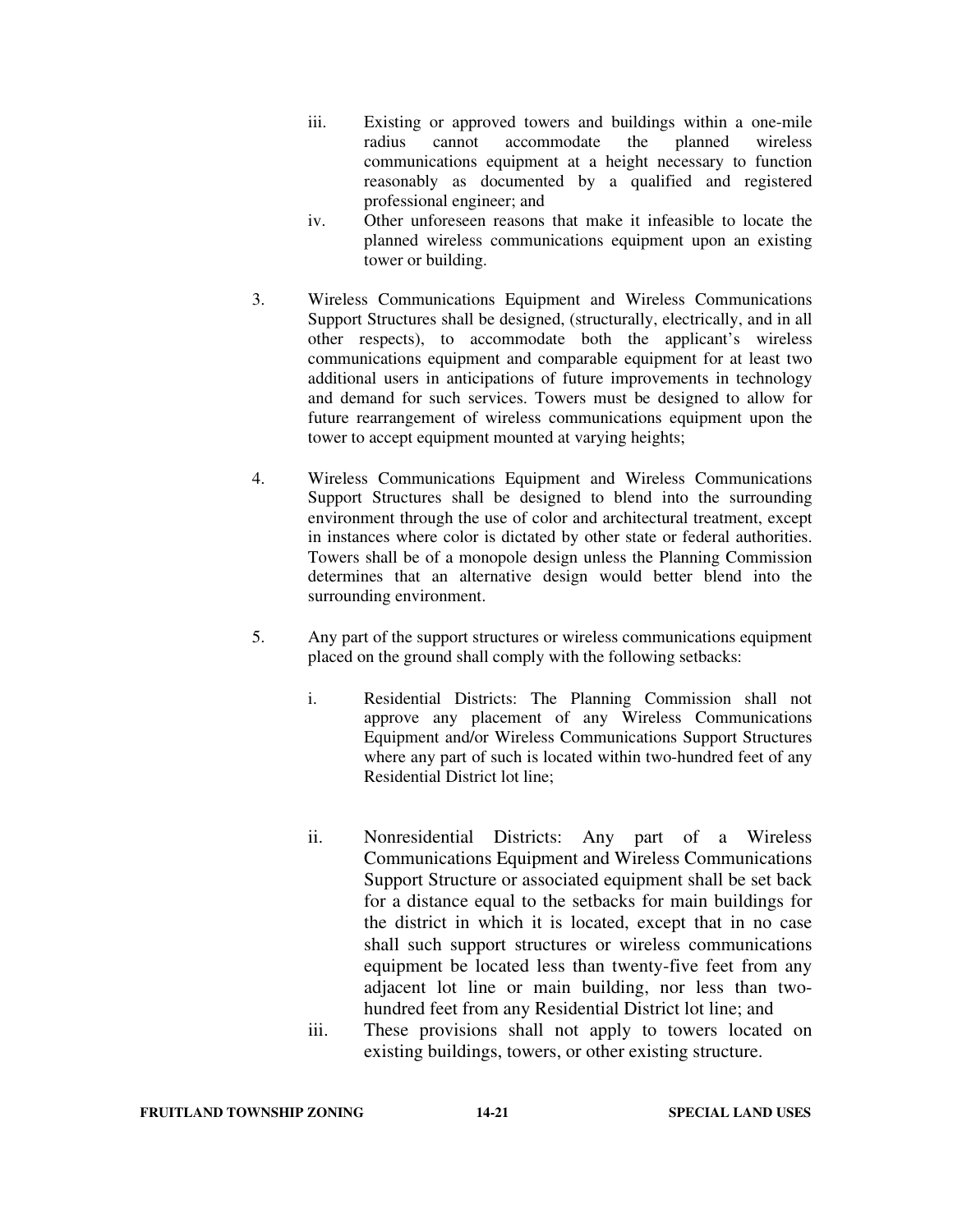iii. Existing or approved towers and buildings within a one-mile radius cannot accommodate the planned wireless communications equipment at a height necessary to function reasonably as documented by a qualified and registered professional engineer; and

iv. Other unforeseen reasons that make it infeasible to locate the planned wireless communications equipment upon an existing tower or building.

3. Wireless Communications Equipment and Wireless Communications Support Structures shall be designed, (structurally, electrically, and in all other respects), to accommodate both the applicant's wireless communications equipment and comparable equipment for at least two additional users in anticipations of future improvements in technology and demand for such services. Towers must be designed to allow for future rearrangement of wireless communications equipment upon the tower to accept equipment mounted at varying heights;

4. Wireless Communications Equipment and Wireless Communications Support Structures shall be designed to blend into the surrounding environment through the use of color and architectural treatment, except in instances where color is dictated by other state or federal authorities. Towers shall be of a monopole design unless the Planning Commission determines that an alternative design would better blend into the surrounding environment.

5. Any part of the support structures or wireless communications equipment placed on the ground shall comply with the following setbacks:

   i. Residential Districts: The Planning Commission shall not approve any placement of any Wireless Communications Equipment and/or Wireless Communications Support Structures where any part of such is located within two-hundred feet of any Residential District lot line;

   ii. Nonresidential Districts: Any part of a Wireless Communications Equipment and Wireless Communications Support Structure or associated equipment shall be set back for a distance equal to the setbacks for main buildings for the district in which it is located, except that in no case shall such support structures or wireless communications equipment be located less than twenty-five feet from any adjacent lot line or main building, nor less than two-hundred feet from any Residential District lot line; and

   iii. These provisions shall not apply to towers located on existing buildings, towers, or other existing structure.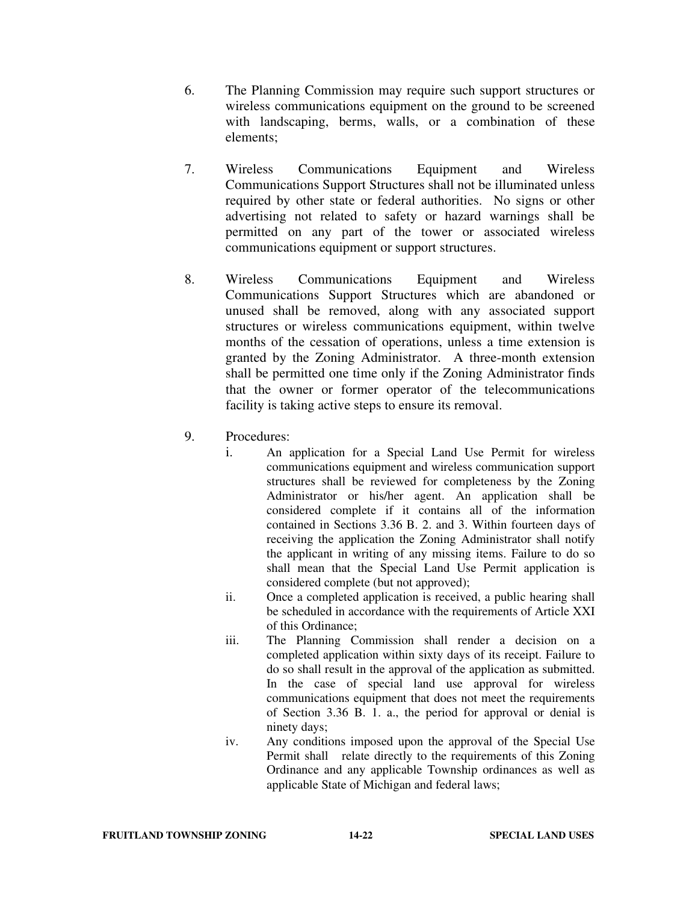6. The Planning Commission may require such support structures or wireless communications equipment on the ground to be screened with landscaping, berms, walls, or a combination of these elements;

7. Wireless Communications Equipment and Wireless Communications Support Structures shall not be illuminated unless required by other state or federal authorities. No signs or other advertising not related to safety or hazard warnings shall be permitted on any part of the tower or associated wireless communications equipment or support structures.

8. Wireless Communications Equipment and Wireless Communications Support Structures which are abandoned or unused shall be removed, along with any associated support structures or wireless communications equipment, within twelve months of the cessation of operations, unless a time extension is granted by the Zoning Administrator. A three-month extension shall be permitted one time only if the Zoning Administrator finds that the owner or former operator of the telecommunications facility is taking active steps to ensure its removal.

9. Procedures:
   i. An application for a Special Land Use Permit for wireless communications equipment and wireless communication support structures shall be reviewed for completeness by the Zoning Administrator or his/her agent. An application shall be considered complete if it contains all of the information contained in Sections 3.36 B. 2. and 3. Within fourteen days of receiving the application the Zoning Administrator shall notify the applicant in writing of any missing items. Failure to do so shall mean that the Special Land Use Permit application is considered complete (but not approved);
   ii. Once a completed application is received, a public hearing shall be scheduled in accordance with the requirements of Article XXI of this Ordinance;
   iii. The Planning Commission shall render a decision on a completed application within sixty days of its receipt. Failure to do so shall result in the approval of the application as submitted. In the case of special land use approval for wireless communications equipment that does not meet the requirements of Section 3.36 B. 1. a., the period for approval or denial is ninety days;
   iv. Any conditions imposed upon the approval of the Special Use Permit shall relate directly to the requirements of this Zoning Ordinance and any applicable Township ordinances as well as applicable State of Michigan and federal laws;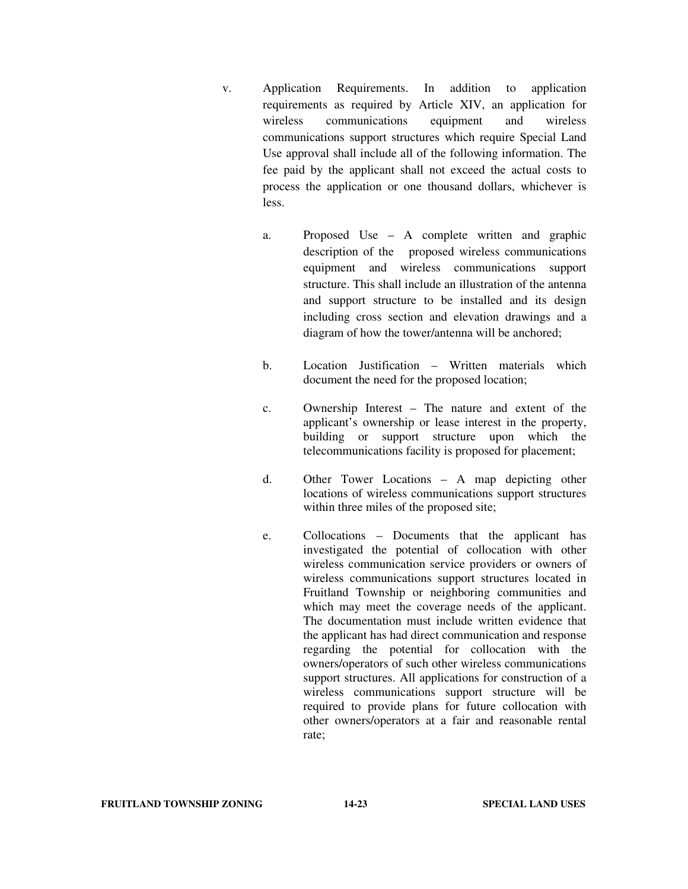v. Application Requirements. In addition to application requirements as required by Article XIV, an application for wireless communications equipment and wireless communications support structures which require Special Land Use approval shall include all of the following information. The fee paid by the applicant shall not exceed the actual costs to process the application or one thousand dollars, whichever is less.

   a. Proposed Use – A complete written and graphic description of the proposed wireless communications equipment and wireless communications support structure. This shall include an illustration of the antenna and support structure to be installed and its design including cross section and elevation drawings and a diagram of how the tower/antenna will be anchored;

   b. Location Justification – Written materials which document the need for the proposed location;

   c. Ownership Interest – The nature and extent of the applicant's ownership or lease interest in the property, building or support structure upon which the telecommunications facility is proposed for placement;

   d. Other Tower Locations – A map depicting other locations of wireless communications support structures within three miles of the proposed site;

   e. Collocations – Documents that the applicant has investigated the potential of collocation with other wireless communication service providers or owners of wireless communications support structures located in Fruitland Township or neighboring communities and which may meet the coverage needs of the applicant. The documentation must include written evidence that the applicant has had direct communication and response regarding the potential for collocation with the owners/operators of such other wireless communications support structures. All applications for construction of a wireless communications support structure will be required to provide plans for future collocation with other owners/operators at a fair and reasonable rental rate;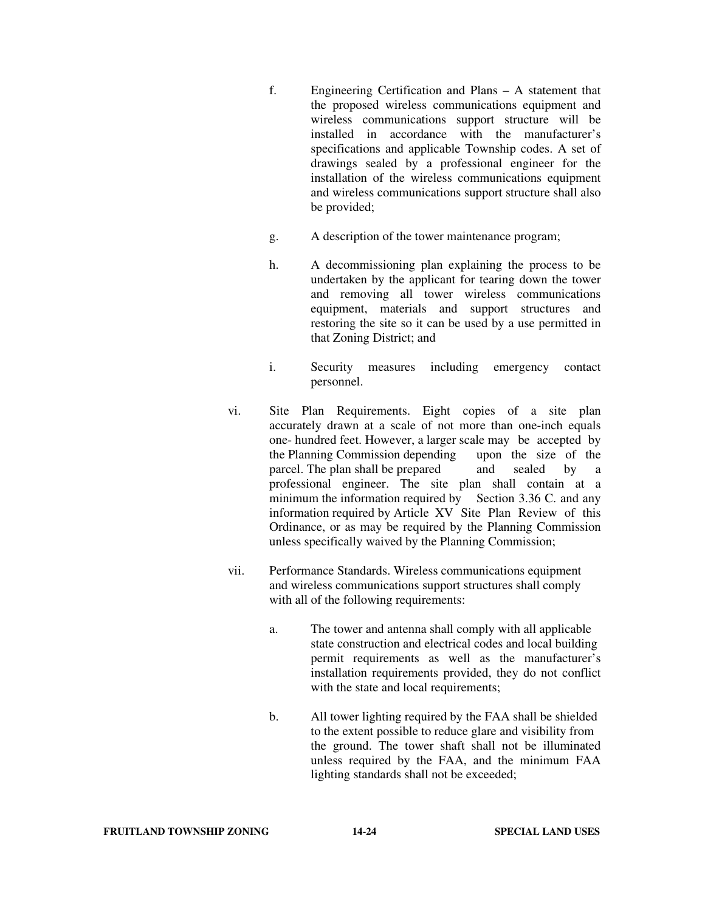f. Engineering Certification and Plans – A statement that the proposed wireless communications equipment and wireless communications support structure will be installed in accordance with the manufacturer's specifications and applicable Township codes. A set of drawings sealed by a professional engineer for the installation of the wireless communications equipment and wireless communications support structure shall also be provided;

g. A description of the tower maintenance program;

h. A decommissioning plan explaining the process to be undertaken by the applicant for tearing down the tower and removing all tower wireless communications equipment, materials and support structures and restoring the site so it can be used by a use permitted in that Zoning District; and

i. Security measures including emergency contact personnel.

vi. Site Plan Requirements. Eight copies of a site plan accurately drawn at a scale of not more than one-inch equals one- hundred feet. However, a larger scale may be accepted by the Planning Commission depending upon the size of the parcel. The plan shall be prepared and sealed by a professional engineer. The site plan shall contain at a minimum the information required by Section 3.36 C. and any information required by Article XV Site Plan Review of this Ordinance, or as may be required by the Planning Commission unless specifically waived by the Planning Commission;

vii. Performance Standards. Wireless communications equipment and wireless communications support structures shall comply with all of the following requirements:

a. The tower and antenna shall comply with all applicable state construction and electrical codes and local building permit requirements as well as the manufacturer's installation requirements provided, they do not conflict with the state and local requirements;

b. All tower lighting required by the FAA shall be shielded to the extent possible to reduce glare and visibility from the ground. The tower shaft shall not be illuminated unless required by the FAA, and the minimum FAA lighting standards shall not be exceeded;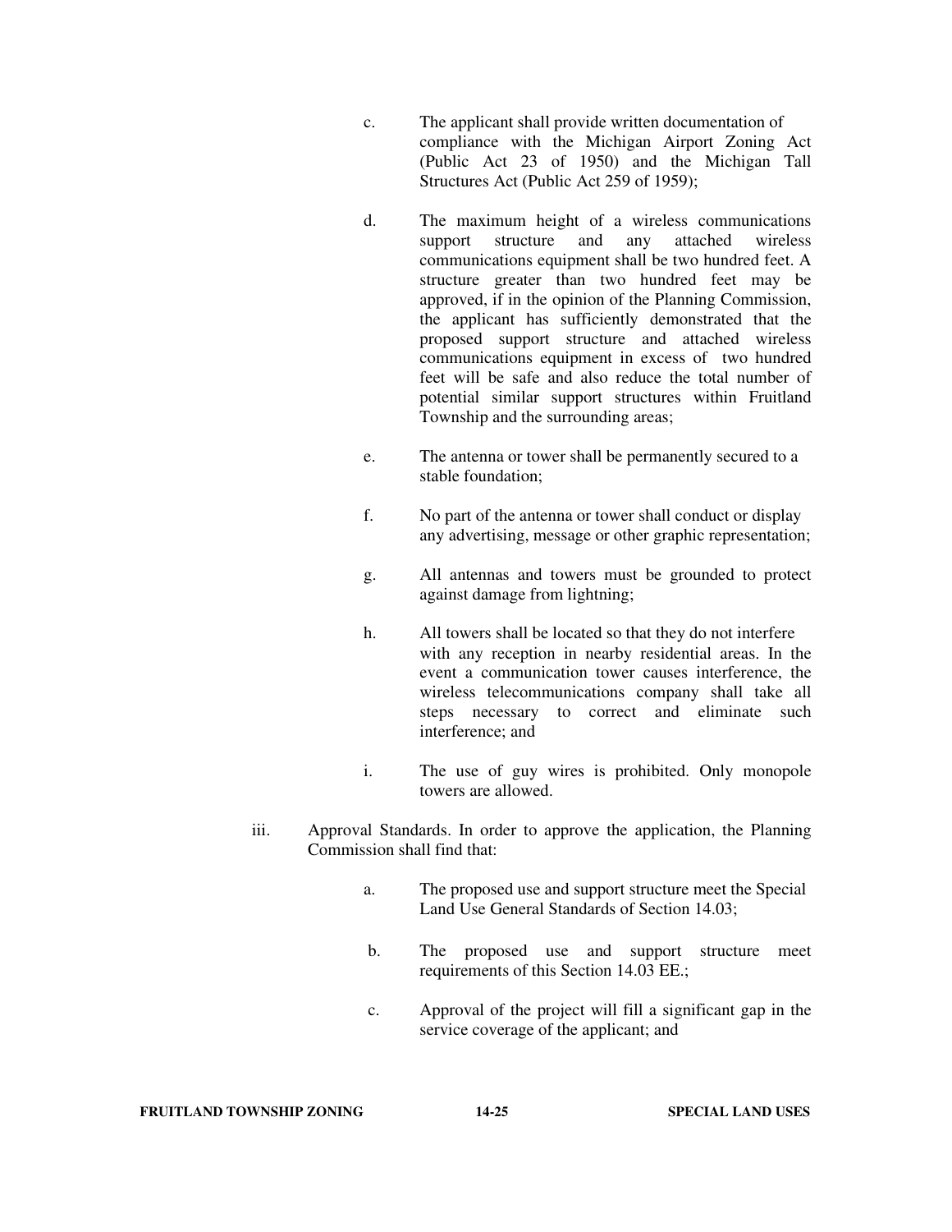c. The applicant shall provide written documentation of compliance with the Michigan Airport Zoning Act (Public Act 23 of 1950) and the Michigan Tall Structures Act (Public Act 259 of 1959);

d. The maximum height of a wireless communications support structure and any attached wireless communications equipment shall be two hundred feet. A structure greater than two hundred feet may be approved, if in the opinion of the Planning Commission, the applicant has sufficiently demonstrated that the proposed support structure and attached wireless communications equipment in excess of two hundred feet will be safe and also reduce the total number of potential similar support structures within Fruitland Township and the surrounding areas;

e. The antenna or tower shall be permanently secured to a stable foundation;

f. No part of the antenna or tower shall conduct or display any advertising, message or other graphic representation;

g. All antennas and towers must be grounded to protect against damage from lightning;

h. All towers shall be located so that they do not interfere with any reception in nearby residential areas. In the event a communication tower causes interference, the wireless telecommunications company shall take all steps necessary to correct and eliminate such interference; and

i. The use of guy wires is prohibited. Only monopole towers are allowed.

iii. Approval Standards. In order to approve the application, the Planning Commission shall find that:

a. The proposed use and support structure meet the Special Land Use General Standards of Section 14.03;

b. The proposed use and support structure meet requirements of this Section 14.03 EE.;

c. Approval of the project will fill a significant gap in the service coverage of the applicant; and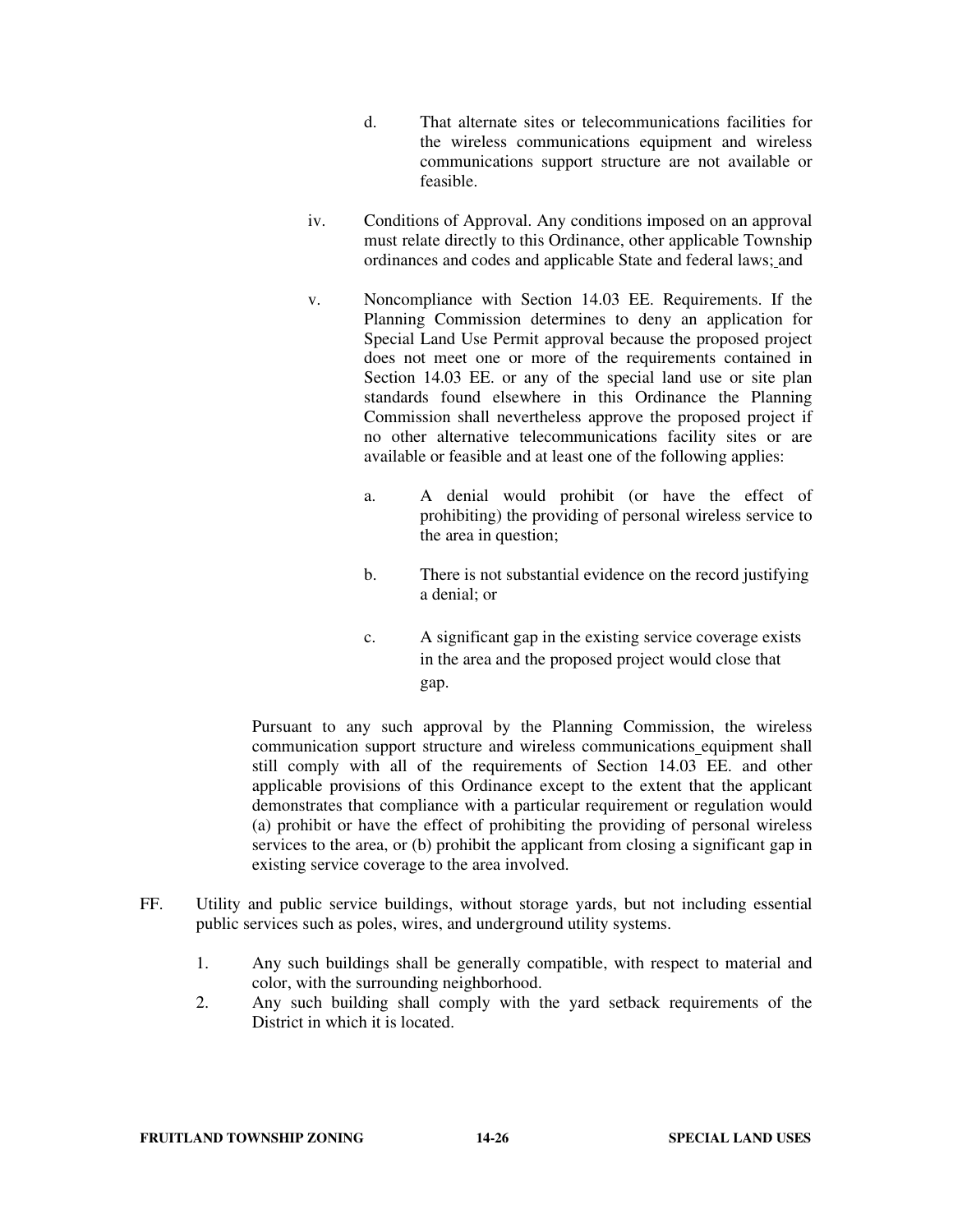d. That alternate sites or telecommunications facilities for the wireless communications equipment and wireless communications support structure are not available or feasible.

iv. Conditions of Approval. Any conditions imposed on an approval must relate directly to this Ordinance, other applicable Township ordinances and codes and applicable State and federal laws; and

v. Noncompliance with Section 14.03 EE. Requirements. If the Planning Commission determines to deny an application for Special Land Use Permit approval because the proposed project does not meet one or more of the requirements contained in Section 14.03 EE. or any of the special land use or site plan standards found elsewhere in this Ordinance the Planning Commission shall nevertheless approve the proposed project if no other alternative telecommunications facility sites or are available or feasible and at least one of the following applies:

a. A denial would prohibit (or have the effect of prohibiting) the providing of personal wireless service to the area in question;

b. There is not substantial evidence on the record justifying a denial; or

c. A significant gap in the existing service coverage exists in the area and the proposed project would close that gap.

Pursuant to any such approval by the Planning Commission, the wireless communication support structure and wireless communications equipment shall still comply with all of the requirements of Section 14.03 EE. and other applicable provisions of this Ordinance except to the extent that the applicant demonstrates that compliance with a particular requirement or regulation would (a) prohibit or have the effect of prohibiting the providing of personal wireless services to the area, or (b) prohibit the applicant from closing a significant gap in existing service coverage to the area involved.

FF. Utility and public service buildings, without storage yards, but not including essential public services such as poles, wires, and underground utility systems.

1. Any such buildings shall be generally compatible, with respect to material and color, with the surrounding neighborhood.
2. Any such building shall comply with the yard setback requirements of the District in which it is located.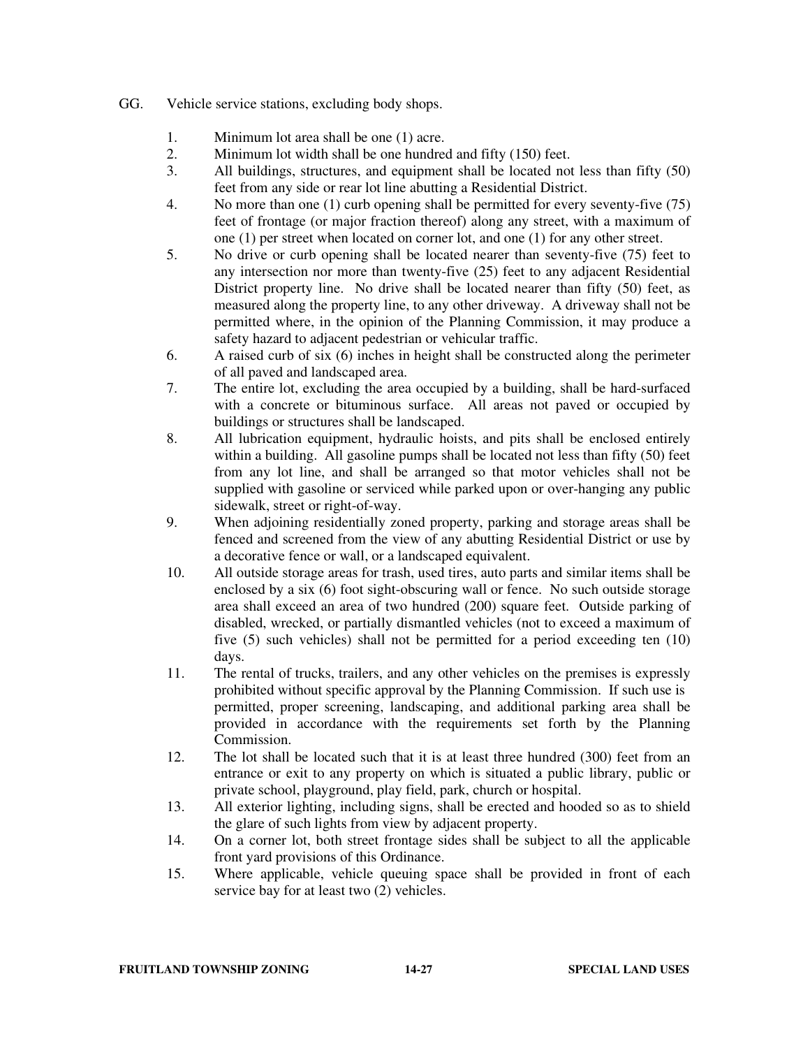GG. Vehicle service stations, excluding body shops.

1. Minimum lot area shall be one (1) acre.
2. Minimum lot width shall be one hundred and fifty (150) feet.
3. All buildings, structures, and equipment shall be located not less than fifty (50) feet from any side or rear lot line abutting a Residential District.
4. No more than one (1) curb opening shall be permitted for every seventy-five (75) feet of frontage (or major fraction thereof) along any street, with a maximum of one (1) per street when located on corner lot, and one (1) for any other street.
5. No drive or curb opening shall be located nearer than seventy-five (75) feet to any intersection nor more than twenty-five (25) feet to any adjacent Residential District property line. No drive shall be located nearer than fifty (50) feet, as measured along the property line, to any other driveway. A driveway shall not be permitted where, in the opinion of the Planning Commission, it may produce a safety hazard to adjacent pedestrian or vehicular traffic.
6. A raised curb of six (6) inches in height shall be constructed along the perimeter of all paved and landscaped area.
7. The entire lot, excluding the area occupied by a building, shall be hard-surfaced with a concrete or bituminous surface. All areas not paved or occupied by buildings or structures shall be landscaped.
8. All lubrication equipment, hydraulic hoists, and pits shall be enclosed entirely within a building. All gasoline pumps shall be located not less than fifty (50) feet from any lot line, and shall be arranged so that motor vehicles shall not be supplied with gasoline or serviced while parked upon or over-hanging any public sidewalk, street or right-of-way.
9. When adjoining residentially zoned property, parking and storage areas shall be fenced and screened from the view of any abutting Residential District or use by a decorative fence or wall, or a landscaped equivalent.
10. All outside storage areas for trash, used tires, auto parts and similar items shall be enclosed by a six (6) foot sight-obscuring wall or fence. No such outside storage area shall exceed an area of two hundred (200) square feet. Outside parking of disabled, wrecked, or partially dismantled vehicles (not to exceed a maximum of five (5) such vehicles) shall not be permitted for a period exceeding ten (10) days.
11. The rental of trucks, trailers, and any other vehicles on the premises is expressly prohibited without specific approval by the Planning Commission. If such use is permitted, proper screening, landscaping, and additional parking area shall be provided in accordance with the requirements set forth by the Planning Commission.
12. The lot shall be located such that it is at least three hundred (300) feet from an entrance or exit to any property on which is situated a public library, public or private school, playground, play field, park, church or hospital.
13. All exterior lighting, including signs, shall be erected and hooded so as to shield the glare of such lights from view by adjacent property.
14. On a corner lot, both street frontage sides shall be subject to all the applicable front yard provisions of this Ordinance.
15. Where applicable, vehicle queuing space shall be provided in front of each service bay for at least two (2) vehicles.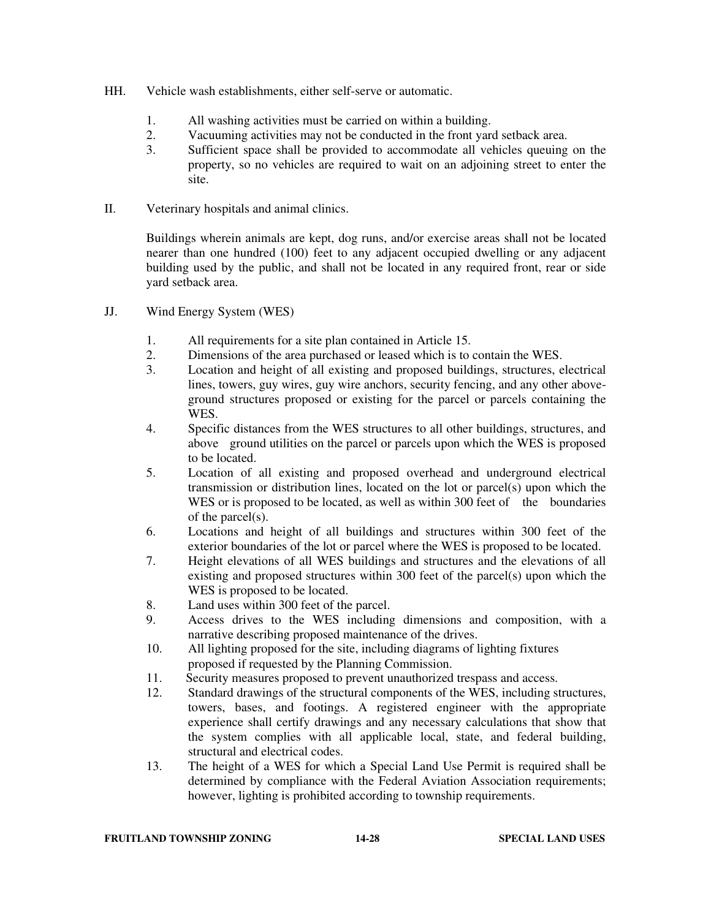HH. Vehicle wash establishments, either self-serve or automatic.

1. All washing activities must be carried on within a building.
2. Vacuuming activities may not be conducted in the front yard setback area.
3. Sufficient space shall be provided to accommodate all vehicles queuing on the property, so no vehicles are required to wait on an adjoining street to enter the site.

II. Veterinary hospitals and animal clinics.

Buildings wherein animals are kept, dog runs, and/or exercise areas shall not be located nearer than one hundred (100) feet to any adjacent occupied dwelling or any adjacent building used by the public, and shall not be located in any required front, rear or side yard setback area.

JJ. Wind Energy System (WES)

1. All requirements for a site plan contained in Article 15.
2. Dimensions of the area purchased or leased which is to contain the WES.
3. Location and height of all existing and proposed buildings, structures, electrical lines, towers, guy wires, guy wire anchors, security fencing, and any other above-ground structures proposed or existing for the parcel or parcels containing the WES.
4. Specific distances from the WES structures to all other buildings, structures, and above ground utilities on the parcel or parcels upon which the WES is proposed to be located.
5. Location of all existing and proposed overhead and underground electrical transmission or distribution lines, located on the lot or parcel(s) upon which the WES or is proposed to be located, as well as within 300 feet of the boundaries of the parcel(s).
6. Locations and height of all buildings and structures within 300 feet of the exterior boundaries of the lot or parcel where the WES is proposed to be located.
7. Height elevations of all WES buildings and structures and the elevations of all existing and proposed structures within 300 feet of the parcel(s) upon which the WES is proposed to be located.
8. Land uses within 300 feet of the parcel.
9. Access drives to the WES including dimensions and composition, with a narrative describing proposed maintenance of the drives.
10. All lighting proposed for the site, including diagrams of lighting fixtures proposed if requested by the Planning Commission.
11. Security measures proposed to prevent unauthorized trespass and access.
12. Standard drawings of the structural components of the WES, including structures, towers, bases, and footings. A registered engineer with the appropriate experience shall certify drawings and any necessary calculations that show that the system complies with all applicable local, state, and federal building, structural and electrical codes.
13. The height of a WES for which a Special Land Use Permit is required shall be determined by compliance with the Federal Aviation Association requirements; however, lighting is prohibited according to township requirements.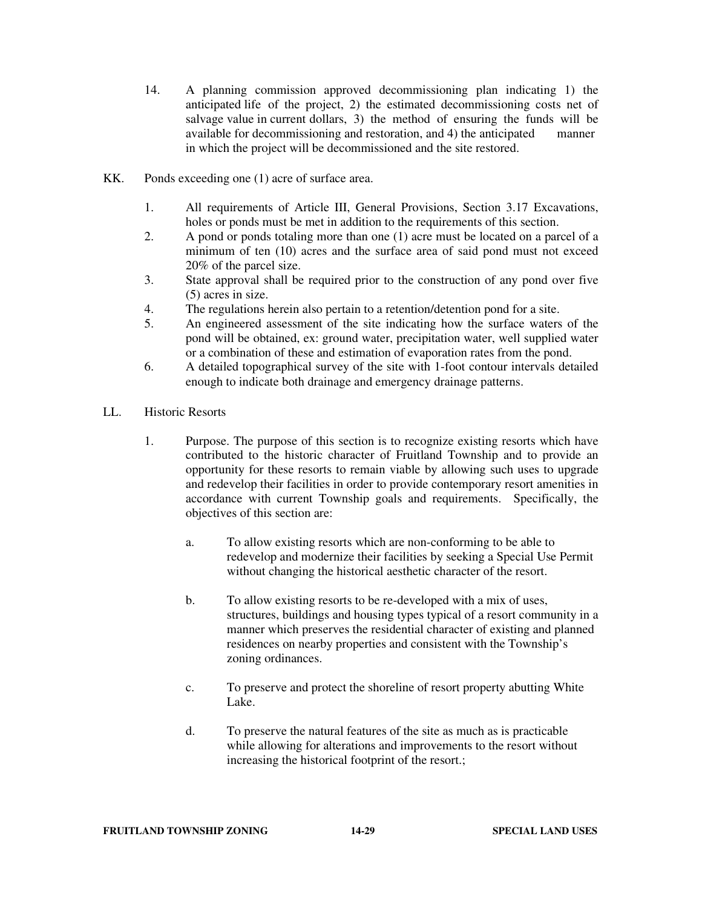14. A planning commission approved decommissioning plan indicating 1) the anticipated life of the project, 2) the estimated decommissioning costs net of salvage value in current dollars, 3) the method of ensuring the funds will be available for decommissioning and restoration, and 4) the anticipated manner in which the project will be decommissioned and the site restored.

KK. Ponds exceeding one (1) acre of surface area.

1. All requirements of Article III, General Provisions, Section 3.17 Excavations, holes or ponds must be met in addition to the requirements of this section.
2. A pond or ponds totaling more than one (1) acre must be located on a parcel of a minimum of ten (10) acres and the surface area of said pond must not exceed 20% of the parcel size.
3. State approval shall be required prior to the construction of any pond over five (5) acres in size.
4. The regulations herein also pertain to a retention/detention pond for a site.
5. An engineered assessment of the site indicating how the surface waters of the pond will be obtained, ex: ground water, precipitation water, well supplied water or a combination of these and estimation of evaporation rates from the pond.
6. A detailed topographical survey of the site with 1-foot contour intervals detailed enough to indicate both drainage and emergency drainage patterns.

LL. Historic Resorts

1. Purpose. The purpose of this section is to recognize existing resorts which have contributed to the historic character of Fruitland Township and to provide an opportunity for these resorts to remain viable by allowing such uses to upgrade and redevelop their facilities in order to provide contemporary resort amenities in accordance with current Township goals and requirements. Specifically, the objectives of this section are:

    a. To allow existing resorts which are non-conforming to be able to redevelop and modernize their facilities by seeking a Special Use Permit without changing the historical aesthetic character of the resort.

    b. To allow existing resorts to be re-developed with a mix of uses, structures, buildings and housing types typical of a resort community in a manner which preserves the residential character of existing and planned residences on nearby properties and consistent with the Township's zoning ordinances.

    c. To preserve and protect the shoreline of resort property abutting White Lake.

    d. To preserve the natural features of the site as much as is practicable while allowing for alterations and improvements to the resort without increasing the historical footprint of the resort.;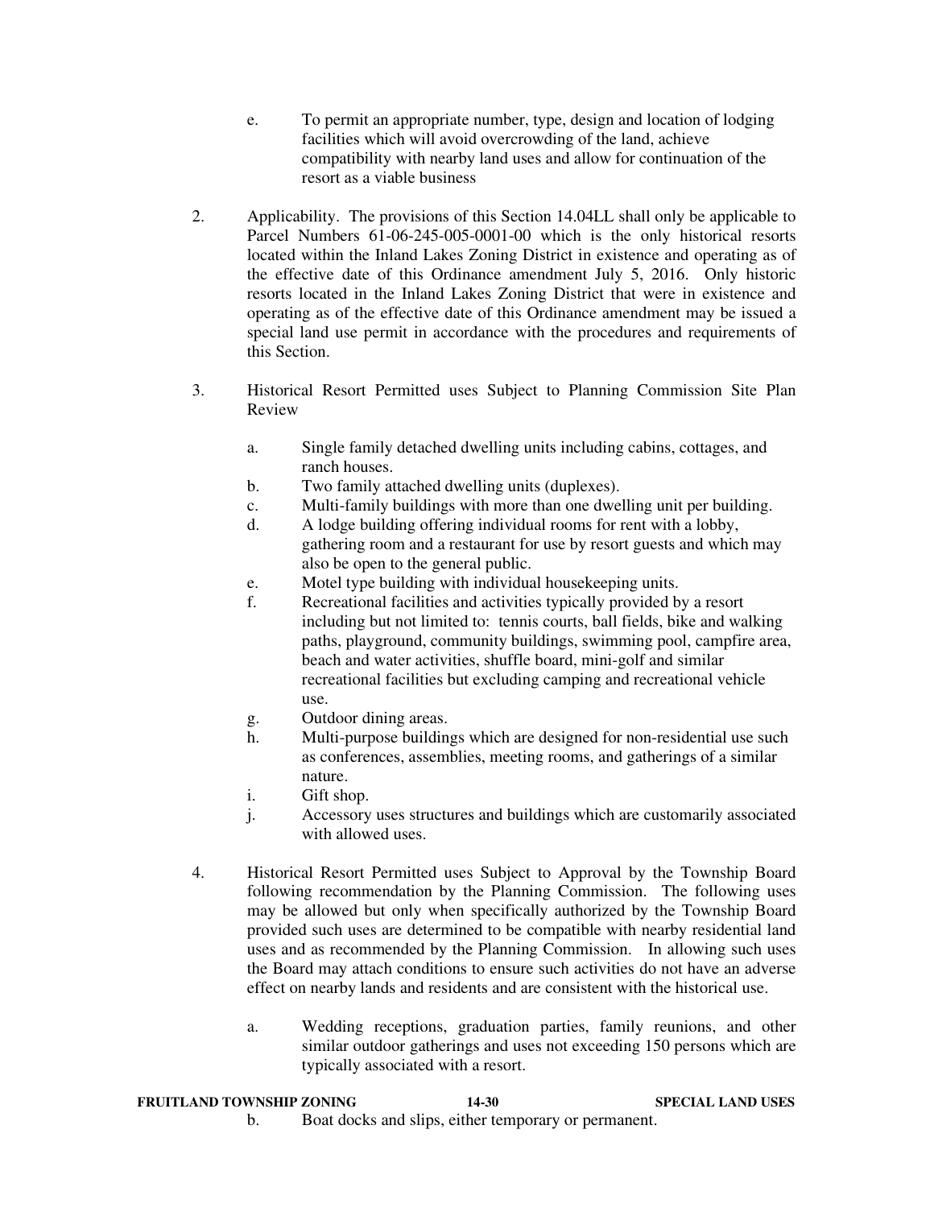e. To permit an appropriate number, type, design and location of lodging facilities which will avoid overcrowding of the land, achieve compatibility with nearby land uses and allow for continuation of the resort as a viable business

2. Applicability. The provisions of this Section 14.04LL shall only be applicable to Parcel Numbers 61-06-245-005-0001-00 which is the only historical resorts located within the Inland Lakes Zoning District in existence and operating as of the effective date of this Ordinance amendment July 5, 2016. Only historic resorts located in the Inland Lakes Zoning District that were in existence and operating as of the effective date of this Ordinance amendment may be issued a special land use permit in accordance with the procedures and requirements of this Section.

3. Historical Resort Permitted uses Subject to Planning Commission Site Plan Review

   a. Single family detached dwelling units including cabins, cottages, and ranch houses.
   b. Two family attached dwelling units (duplexes).
   c. Multi-family buildings with more than one dwelling unit per building.
   d. A lodge building offering individual rooms for rent with a lobby, gathering room and a restaurant for use by resort guests and which may also be open to the general public.
   e. Motel type building with individual housekeeping units.
   f. Recreational facilities and activities typically provided by a resort including but not limited to: tennis courts, ball fields, bike and walking paths, playground, community buildings, swimming pool, campfire area, beach and water activities, shuffle board, mini-golf and similar recreational facilities but excluding camping and recreational vehicle use.
   g. Outdoor dining areas.
   h. Multi-purpose buildings which are designed for non-residential use such as conferences, assemblies, meeting rooms, and gatherings of a similar nature.
   i. Gift shop.
   j. Accessory uses structures and buildings which are customarily associated with allowed uses.

4. Historical Resort Permitted uses Subject to Approval by the Township Board following recommendation by the Planning Commission. The following uses may be allowed but only when specifically authorized by the Township Board provided such uses are determined to be compatible with nearby residential land uses and as recommended by the Planning Commission. In allowing such uses the Board may attach conditions to ensure such activities do not have an adverse effect on nearby lands and residents and are consistent with the historical use.

   a. Wedding receptions, graduation parties, family reunions, and other similar outdoor gatherings and uses not exceeding 150 persons which are typically associated with a resort.
   b. Boat docks and slips, either temporary or permanent.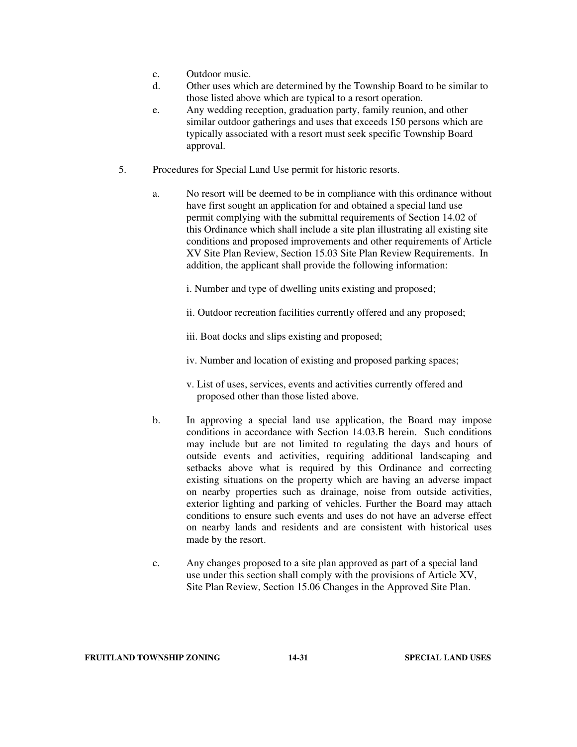c. Outdoor music.

d. Other uses which are determined by the Township Board to be similar to those listed above which are typical to a resort operation.

e. Any wedding reception, graduation party, family reunion, and other similar outdoor gatherings and uses that exceeds 150 persons which are typically associated with a resort must seek specific Township Board approval.

5. Procedures for Special Land Use permit for historic resorts.

   a. No resort will be deemed to be in compliance with this ordinance without have first sought an application for and obtained a special land use permit complying with the submittal requirements of Section 14.02 of this Ordinance which shall include a site plan illustrating all existing site conditions and proposed improvements and other requirements of Article XV Site Plan Review, Section 15.03 Site Plan Review Requirements. In addition, the applicant shall provide the following information:

      i. Number and type of dwelling units existing and proposed;

      ii. Outdoor recreation facilities currently offered and any proposed;

      iii. Boat docks and slips existing and proposed;

      iv. Number and location of existing and proposed parking spaces;

      v. List of uses, services, events and activities currently offered and proposed other than those listed above.

   b. In approving a special land use application, the Board may impose conditions in accordance with Section 14.03.B herein. Such conditions may include but are not limited to regulating the days and hours of outside events and activities, requiring additional landscaping and setbacks above what is required by this Ordinance and correcting existing situations on the property which are having an adverse impact on nearby properties such as drainage, noise from outside activities, exterior lighting and parking of vehicles. Further the Board may attach conditions to ensure such events and uses do not have an adverse effect on nearby lands and residents and are consistent with historical uses made by the resort.

   c. Any changes proposed to a site plan approved as part of a special land use under this section shall comply with the provisions of Article XV, Site Plan Review, Section 15.06 Changes in the Approved Site Plan.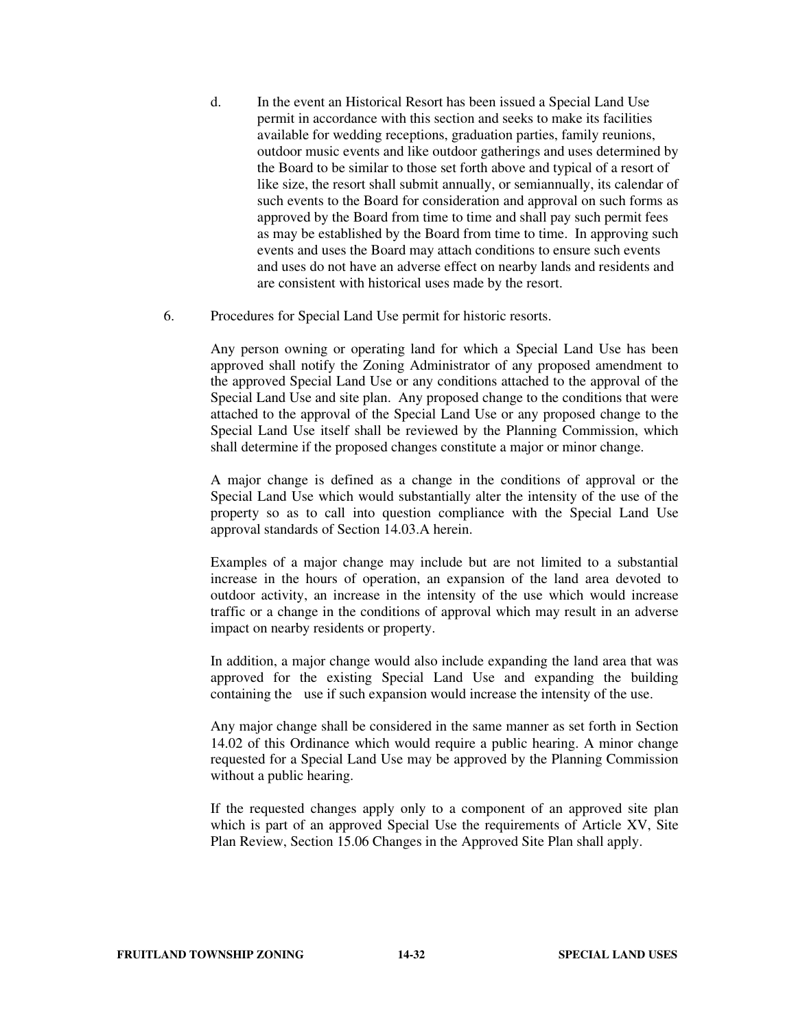d. In the event an Historical Resort has been issued a Special Land Use permit in accordance with this section and seeks to make its facilities available for wedding receptions, graduation parties, family reunions, outdoor music events and like outdoor gatherings and uses determined by the Board to be similar to those set forth above and typical of a resort of like size, the resort shall submit annually, or semiannually, its calendar of such events to the Board for consideration and approval on such forms as approved by the Board from time to time and shall pay such permit fees as may be established by the Board from time to time. In approving such events and uses the Board may attach conditions to ensure such events and uses do not have an adverse effect on nearby lands and residents and are consistent with historical uses made by the resort.

6. Procedures for Special Land Use permit for historic resorts.

   Any person owning or operating land for which a Special Land Use has been approved shall notify the Zoning Administrator of any proposed amendment to the approved Special Land Use or any conditions attached to the approval of the Special Land Use and site plan. Any proposed change to the conditions that were attached to the approval of the Special Land Use or any proposed change to the Special Land Use itself shall be reviewed by the Planning Commission, which shall determine if the proposed changes constitute a major or minor change.

   A major change is defined as a change in the conditions of approval or the Special Land Use which would substantially alter the intensity of the use of the property so as to call into question compliance with the Special Land Use approval standards of Section 14.03.A herein.

   Examples of a major change may include but are not limited to a substantial increase in the hours of operation, an expansion of the land area devoted to outdoor activity, an increase in the intensity of the use which would increase traffic or a change in the conditions of approval which may result in an adverse impact on nearby residents or property.

   In addition, a major change would also include expanding the land area that was approved for the existing Special Land Use and expanding the building containing the use if such expansion would increase the intensity of the use.

   Any major change shall be considered in the same manner as set forth in Section 14.02 of this Ordinance which would require a public hearing. A minor change requested for a Special Land Use may be approved by the Planning Commission without a public hearing.

   If the requested changes apply only to a component of an approved site plan which is part of an approved Special Use the requirements of Article XV, Site Plan Review, Section 15.06 Changes in the Approved Site Plan shall apply.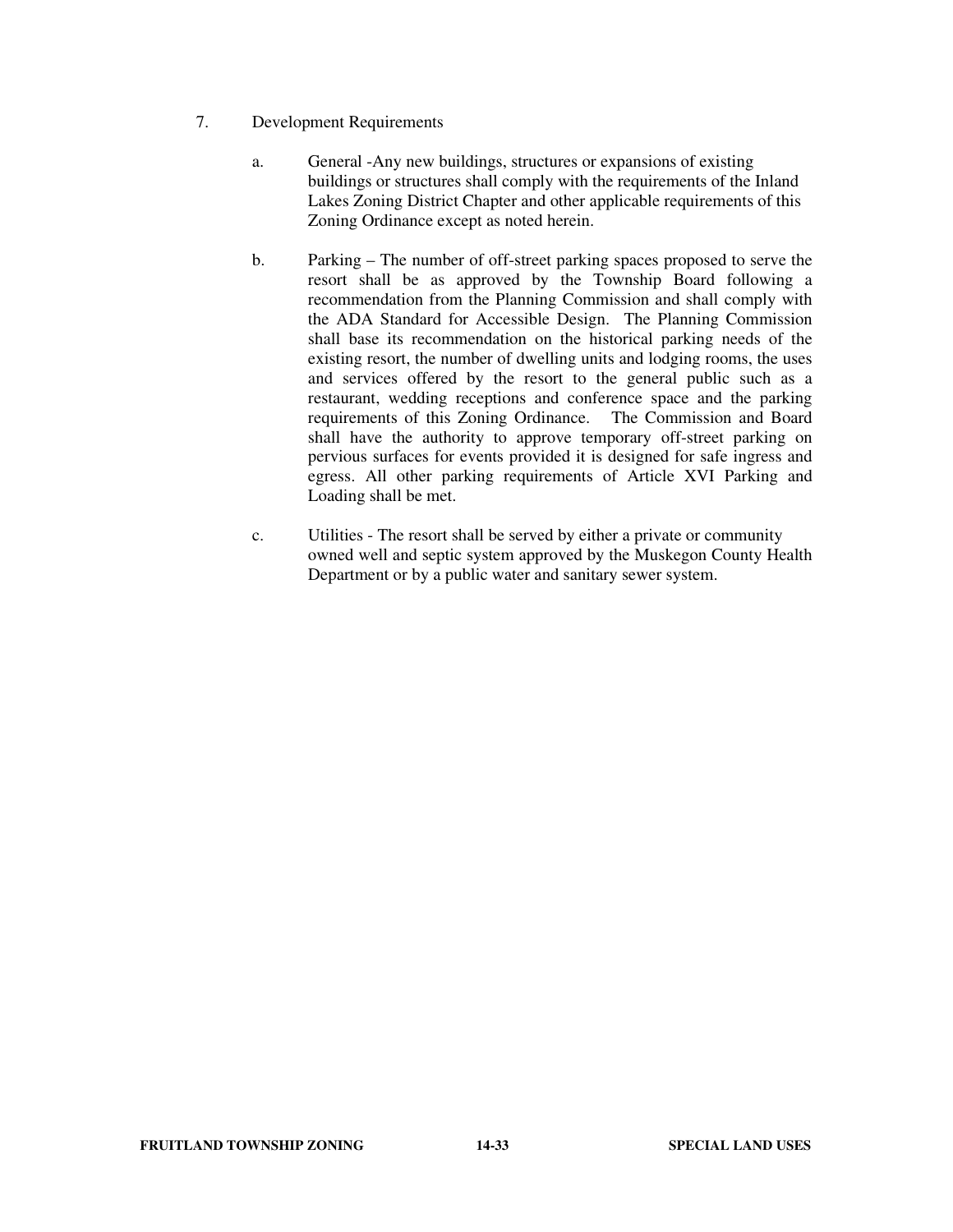7. Development Requirements

   a. General -Any new buildings, structures or expansions of existing buildings or structures shall comply with the requirements of the Inland Lakes Zoning District Chapter and other applicable requirements of this Zoning Ordinance except as noted herein.

   b. Parking – The number of off-street parking spaces proposed to serve the resort shall be as approved by the Township Board following a recommendation from the Planning Commission and shall comply with the ADA Standard for Accessible Design. The Planning Commission shall base its recommendation on the historical parking needs of the existing resort, the number of dwelling units and lodging rooms, the uses and services offered by the resort to the general public such as a restaurant, wedding receptions and conference space and the parking requirements of this Zoning Ordinance. The Commission and Board shall have the authority to approve temporary off-street parking on pervious surfaces for events provided it is designed for safe ingress and egress. All other parking requirements of Article XVI Parking and Loading shall be met.

   c. Utilities - The resort shall be served by either a private or community owned well and septic system approved by the Muskegon County Health Department or by a public water and sanitary sewer system.